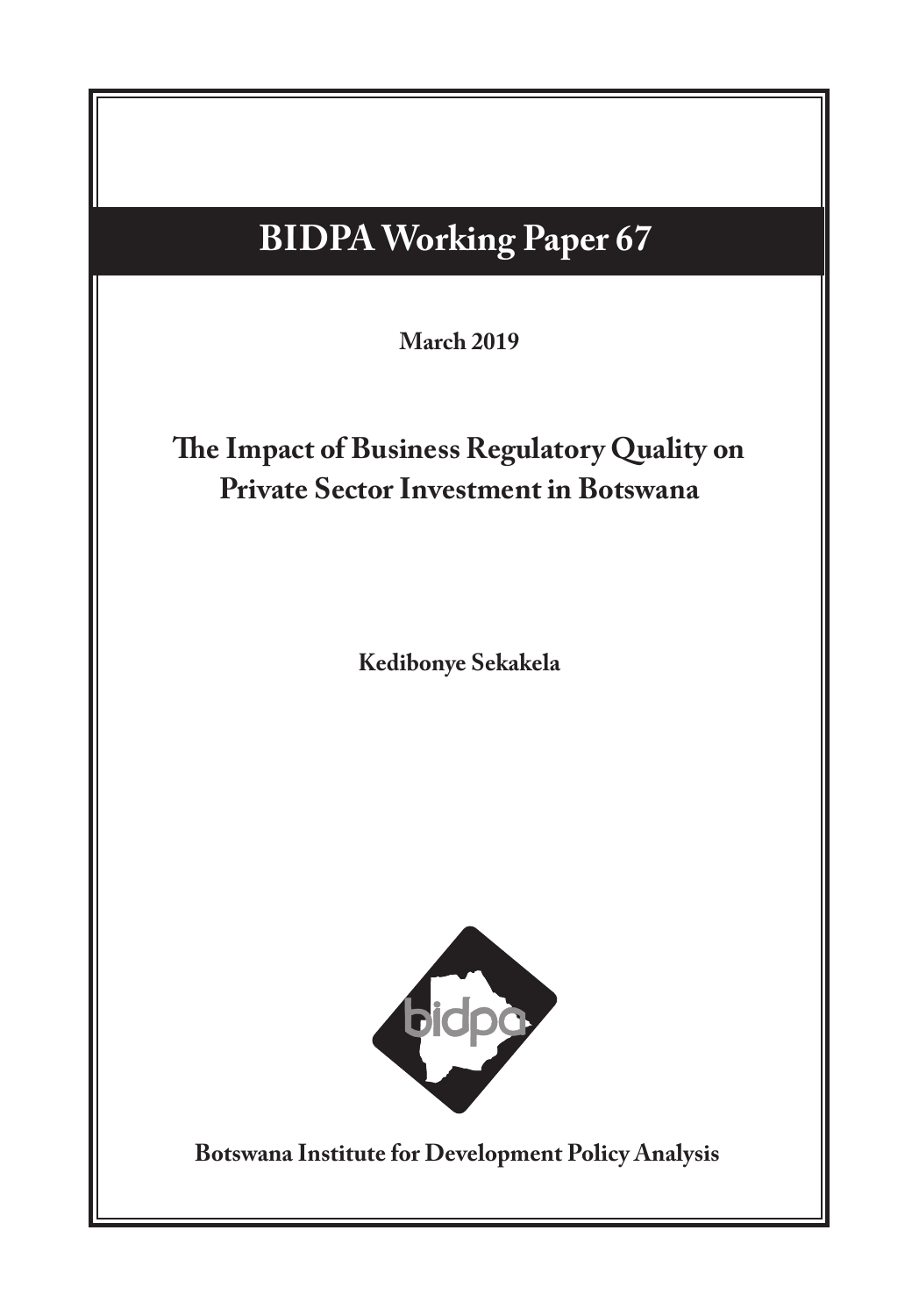# BIDPA Working Paper 67

**March 2019**

## The Impact of Business Regulatory Quality on Private Sector Investment in Botswana

**Kedibonye Sekakela**

**Botswana Institute for Development Policy Analysis**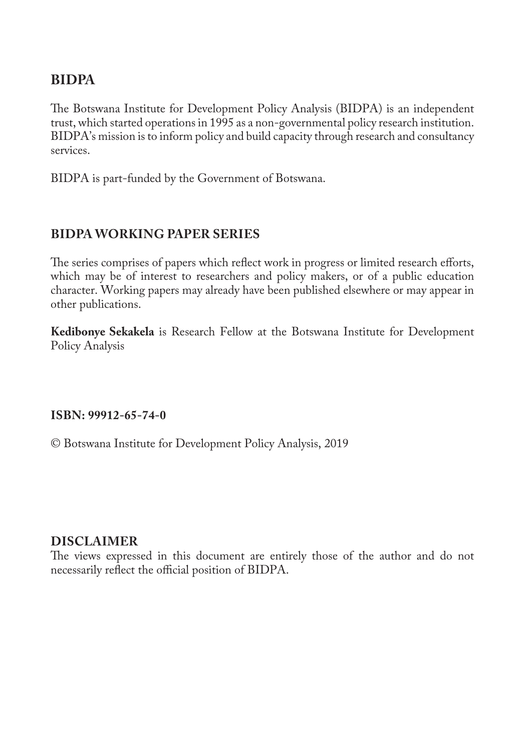## BIDPA

The Botswana Institute for Development Policy Analysis (BIDPA) is an independent trust, which started operations in 1995 as a non-governmental policy research institution. BIDPA's mission is to inform policy and build capacity through research and consultancy services.

BIDPA is part-funded by the Government of Botswana.

## BIDPA WORKING PAPER SERIES

The series comprises of papers which reflect work in progress or limited research efforts, which may be of interest to researchers and policy makers, or of a public education character. Working papers may already have been published elsewhere or may appear in other publications.

**Kedibonye Sekakela** is Research Fellow at the Botswana Institute for Development Policy Analysis

**ISBN: 99912-65-74-0**

© Botswana Institute for Development Policy Analysis, 2019

## DISCLAIMER

The views expressed in this document are entirely those of the author and do not necessarily reflect the official position of BIDPA.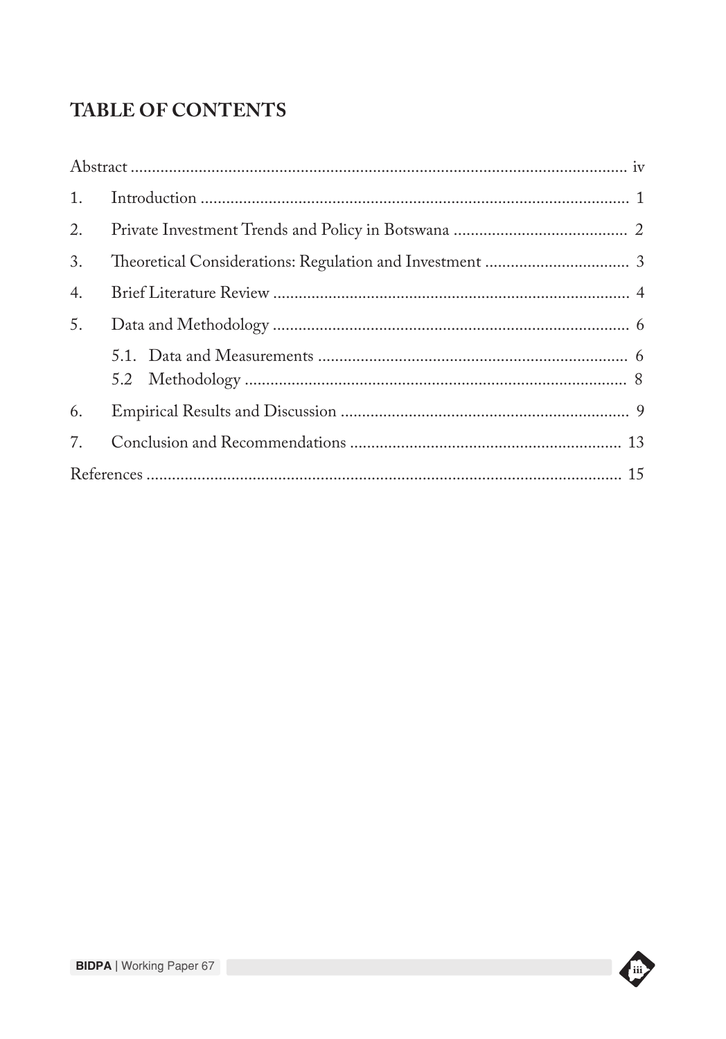# TABLE OF CONTENTS

| | |
|---|---|
| Abstract | iv |
| 1. Introduction | 1 |
| 2. Private Investment Trends and Policy in Botswana | 2 |
| 3. Theoretical Considerations: Regulation and Investment | 3 |
| 4. Brief Literature Review | 4 |
| 5. Data and Methodology | 6 |
| 5.1. Data and Measurements | 6 |
| 5.2 Methodology | 8 |
| 6. Empirical Results and Discussion | 9 |
| 7. Conclusion and Recommendations | 13 |
| References | 15 |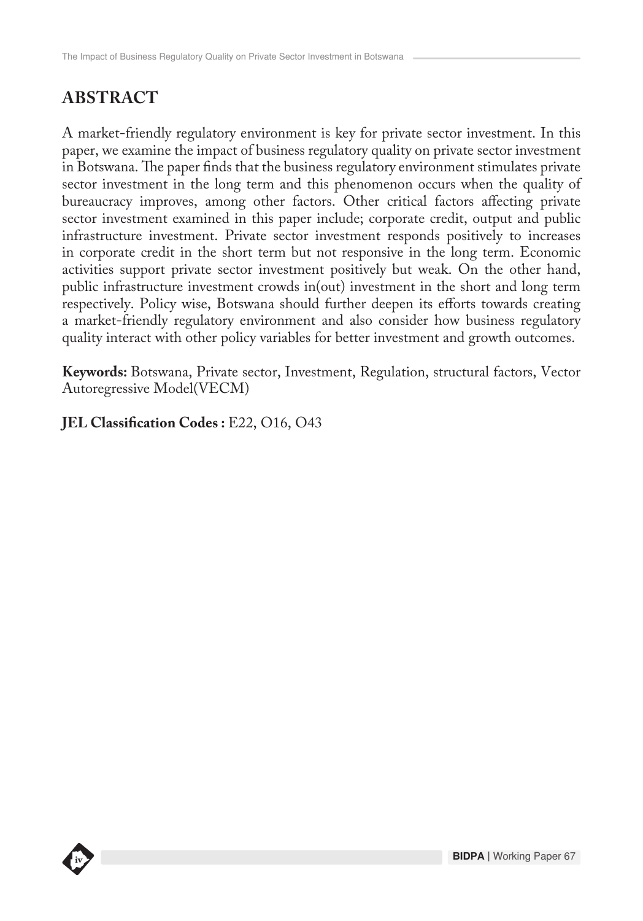## ABSTRACT

A market-friendly regulatory environment is key for private sector investment. In this paper, we examine the impact of business regulatory quality on private sector investment in Botswana. The paper finds that the business regulatory environment stimulates private sector investment in the long term and this phenomenon occurs when the quality of bureaucracy improves, among other factors. Other critical factors affecting private sector investment examined in this paper include; corporate credit, output and public infrastructure investment. Private sector investment responds positively to increases in corporate credit in the short term but not responsive in the long term. Economic activities support private sector investment positively but weak. On the other hand, public infrastructure investment crowds in(out) investment in the short and long term respectively. Policy wise, Botswana should further deepen its efforts towards creating a market-friendly regulatory environment and also consider how business regulatory quality interact with other policy variables for better investment and growth outcomes.

**Keywords:** Botswana, Private sector, Investment, Regulation, structural factors, Vector Autoregressive Model(VECM)

**JEL Classification Codes :** E22, O16, O43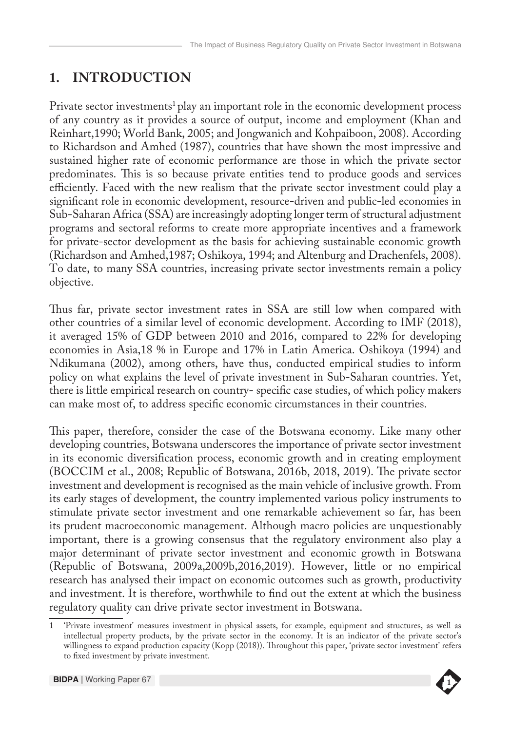# 1. INTRODUCTION

Private sector investments[1] play an important role in the economic development process of any country as it provides a source of output, income and employment (Khan and Reinhart,1990; World Bank, 2005; and Jongwanich and Kohpaiboon, 2008). According to Richardson and Amhed (1987), countries that have shown the most impressive and sustained higher rate of economic performance are those in which the private sector predominates. This is so because private entities tend to produce goods and services efficiently. Faced with the new realism that the private sector investment could play a significant role in economic development, resource-driven and public-led economies in Sub-Saharan Africa (SSA) are increasingly adopting longer term of structural adjustment programs and sectoral reforms to create more appropriate incentives and a framework for private-sector development as the basis for achieving sustainable economic growth (Richardson and Amhed,1987; Oshikoya, 1994; and Altenburg and Drachenfels, 2008). To date, to many SSA countries, increasing private sector investments remain a policy objective.

Thus far, private sector investment rates in SSA are still low when compared with other countries of a similar level of economic development. According to IMF (2018), it averaged 15% of GDP between 2010 and 2016, compared to 22% for developing economies in Asia,18 % in Europe and 17% in Latin America. Oshikoya (1994) and Ndikumana (2002), among others, have thus, conducted empirical studies to inform policy on what explains the level of private investment in Sub-Saharan countries. Yet, there is little empirical research on country- specific case studies, of which policy makers can make most of, to address specific economic circumstances in their countries.

This paper, therefore, consider the case of the Botswana economy. Like many other developing countries, Botswana underscores the importance of private sector investment in its economic diversification process, economic growth and in creating employment (BOCCIM et al., 2008; Republic of Botswana, 2016b, 2018, 2019). The private sector investment and development is recognised as the main vehicle of inclusive growth. From its early stages of development, the country implemented various policy instruments to stimulate private sector investment and one remarkable achievement so far, has been its prudent macroeconomic management. Although macro policies are unquestionably important, there is a growing consensus that the regulatory environment also play a major determinant of private sector investment and economic growth in Botswana (Republic of Botswana, 2009a,2009b,2016,2019). However, little or no empirical research has analysed their impact on economic outcomes such as growth, productivity and investment. It is therefore, worthwhile to find out the extent at which the business regulatory quality can drive private sector investment in Botswana.

---

1 'Private investment' measures investment in physical assets, for example, equipment and structures, as well as intellectual property products, by the private sector in the economy. It is an indicator of the private sector's willingness to expand production capacity (Kopp (2018)). Throughout this paper, 'private sector investment' refers to fixed investment by private investment.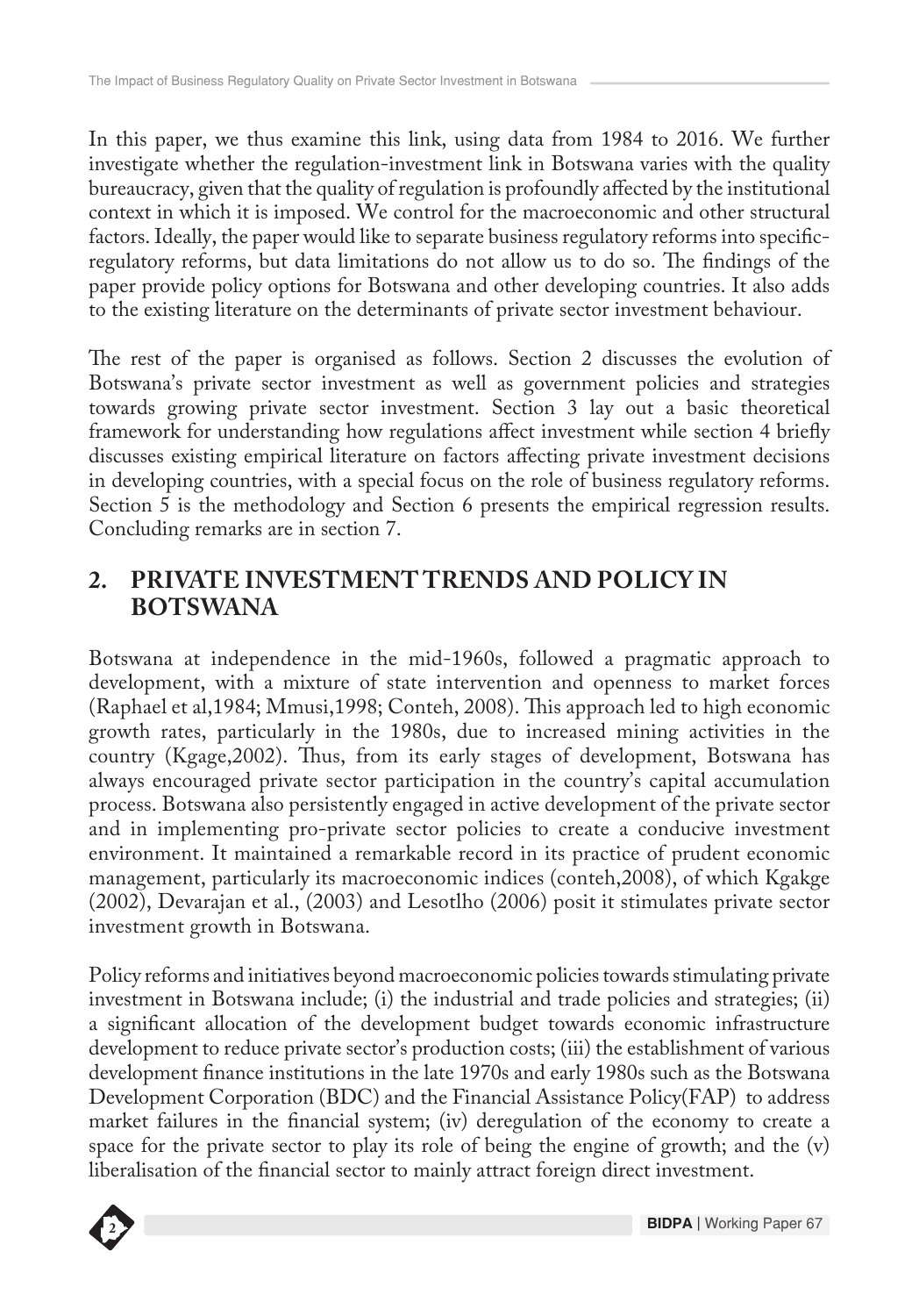In this paper, we thus examine this link, using data from 1984 to 2016. We further investigate whether the regulation-investment link in Botswana varies with the quality bureaucracy, given that the quality of regulation is profoundly affected by the institutional context in which it is imposed. We control for the macroeconomic and other structural factors. Ideally, the paper would like to separate business regulatory reforms into specific-regulatory reforms, but data limitations do not allow us to do so. The findings of the paper provide policy options for Botswana and other developing countries. It also adds to the existing literature on the determinants of private sector investment behaviour.

The rest of the paper is organised as follows. Section 2 discusses the evolution of Botswana's private sector investment as well as government policies and strategies towards growing private sector investment. Section 3 lay out a basic theoretical framework for understanding how regulations affect investment while section 4 briefly discusses existing empirical literature on factors affecting private investment decisions in developing countries, with a special focus on the role of business regulatory reforms. Section 5 is the methodology and Section 6 presents the empirical regression results. Concluding remarks are in section 7.

## 2. PRIVATE INVESTMENT TRENDS AND POLICY IN BOTSWANA

Botswana at independence in the mid-1960s, followed a pragmatic approach to development, with a mixture of state intervention and openness to market forces (Raphael et al,1984; Mmusi,1998; Conteh, 2008). This approach led to high economic growth rates, particularly in the 1980s, due to increased mining activities in the country (Kgage,2002). Thus, from its early stages of development, Botswana has always encouraged private sector participation in the country's capital accumulation process. Botswana also persistently engaged in active development of the private sector and in implementing pro-private sector policies to create a conducive investment environment. It maintained a remarkable record in its practice of prudent economic management, particularly its macroeconomic indices (conteh,2008), of which Kgakge (2002), Devarajan et al., (2003) and Lesotlho (2006) posit it stimulates private sector investment growth in Botswana.

Policy reforms and initiatives beyond macroeconomic policies towards stimulating private investment in Botswana include; (i) the industrial and trade policies and strategies; (ii) a significant allocation of the development budget towards economic infrastructure development to reduce private sector's production costs; (iii) the establishment of various development finance institutions in the late 1970s and early 1980s such as the Botswana Development Corporation (BDC) and the Financial Assistance Policy(FAP) to address market failures in the financial system; (iv) deregulation of the economy to create a space for the private sector to play its role of being the engine of growth; and the (v) liberalisation of the financial sector to mainly attract foreign direct investment.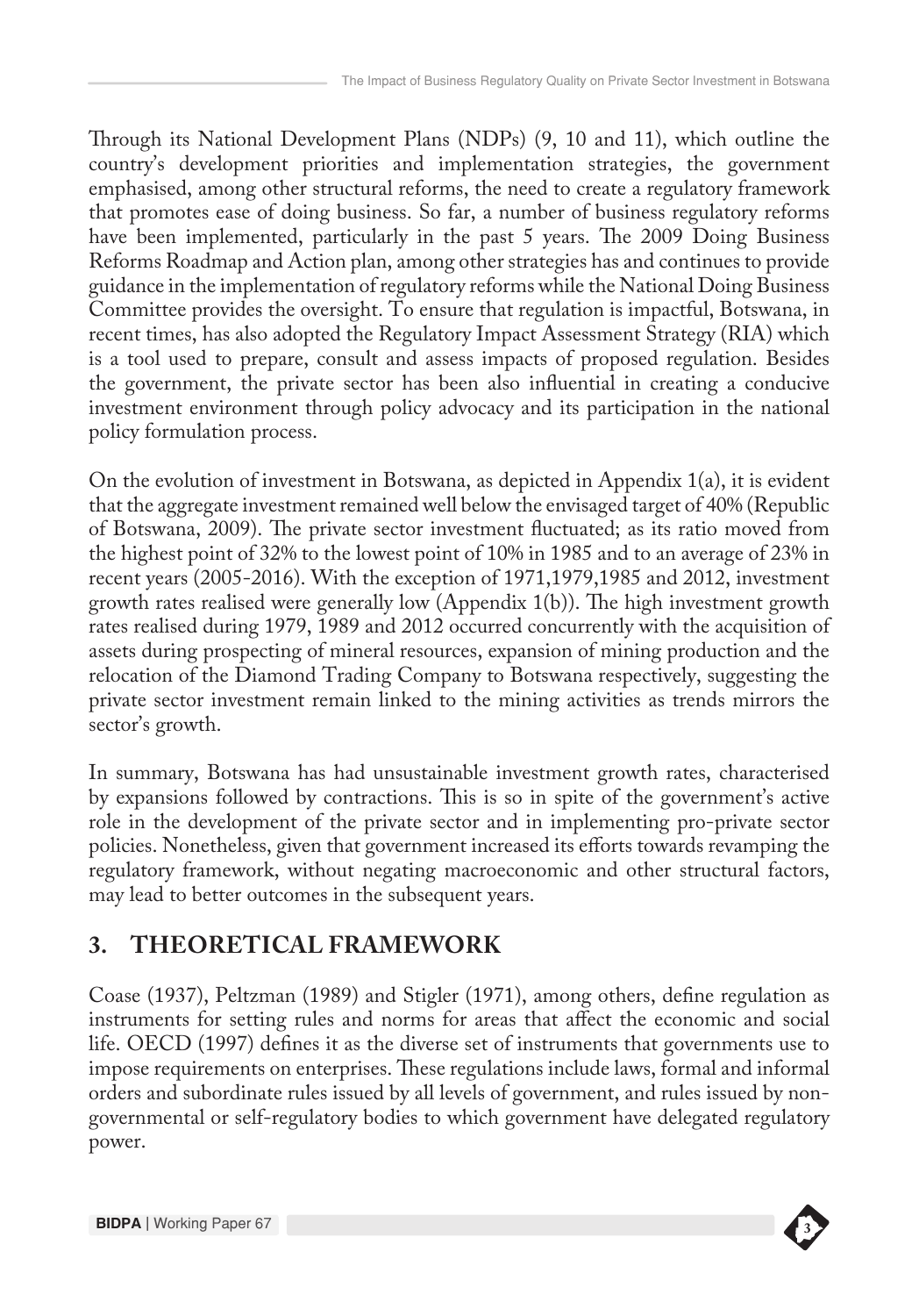Through its National Development Plans (NDPs) (9, 10 and 11), which outline the country's development priorities and implementation strategies, the government emphasised, among other structural reforms, the need to create a regulatory framework that promotes ease of doing business. So far, a number of business regulatory reforms have been implemented, particularly in the past 5 years. The 2009 Doing Business Reforms Roadmap and Action plan, among other strategies has and continues to provide guidance in the implementation of regulatory reforms while the National Doing Business Committee provides the oversight. To ensure that regulation is impactful, Botswana, in recent times, has also adopted the Regulatory Impact Assessment Strategy (RIA) which is a tool used to prepare, consult and assess impacts of proposed regulation. Besides the government, the private sector has been also influential in creating a conducive investment environment through policy advocacy and its participation in the national policy formulation process.

On the evolution of investment in Botswana, as depicted in Appendix 1(a), it is evident that the aggregate investment remained well below the envisaged target of 40% (Republic of Botswana, 2009). The private sector investment fluctuated; as its ratio moved from the highest point of 32% to the lowest point of 10% in 1985 and to an average of 23% in recent years (2005-2016). With the exception of 1971,1979,1985 and 2012, investment growth rates realised were generally low (Appendix 1(b)). The high investment growth rates realised during 1979, 1989 and 2012 occurred concurrently with the acquisition of assets during prospecting of mineral resources, expansion of mining production and the relocation of the Diamond Trading Company to Botswana respectively, suggesting the private sector investment remain linked to the mining activities as trends mirrors the sector's growth.

In summary, Botswana has had unsustainable investment growth rates, characterised by expansions followed by contractions. This is so in spite of the government's active role in the development of the private sector and in implementing pro-private sector policies. Nonetheless, given that government increased its efforts towards revamping the regulatory framework, without negating macroeconomic and other structural factors, may lead to better outcomes in the subsequent years.

## 3. THEORETICAL FRAMEWORK

Coase (1937), Peltzman (1989) and Stigler (1971), among others, define regulation as instruments for setting rules and norms for areas that affect the economic and social life. OECD (1997) defines it as the diverse set of instruments that governments use to impose requirements on enterprises. These regulations include laws, formal and informal orders and subordinate rules issued by all levels of government, and rules issued by non-governmental or self-regulatory bodies to which government have delegated regulatory power.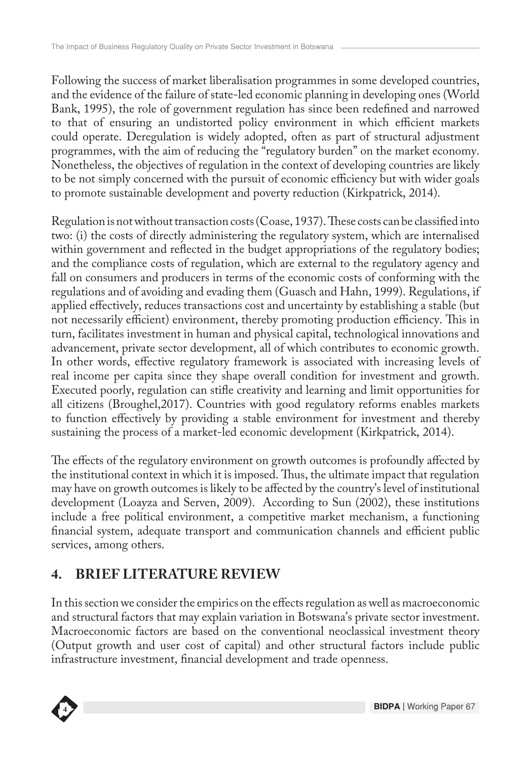Following the success of market liberalisation programmes in some developed countries, and the evidence of the failure of state-led economic planning in developing ones (World Bank, 1995), the role of government regulation has since been redefined and narrowed to that of ensuring an undistorted policy environment in which efficient markets could operate. Deregulation is widely adopted, often as part of structural adjustment programmes, with the aim of reducing the "regulatory burden" on the market economy. Nonetheless, the objectives of regulation in the context of developing countries are likely to be not simply concerned with the pursuit of economic efficiency but with wider goals to promote sustainable development and poverty reduction (Kirkpatrick, 2014).

Regulation is not without transaction costs (Coase, 1937). These costs can be classified into two: (i) the costs of directly administering the regulatory system, which are internalised within government and reflected in the budget appropriations of the regulatory bodies; and the compliance costs of regulation, which are external to the regulatory agency and fall on consumers and producers in terms of the economic costs of conforming with the regulations and of avoiding and evading them (Guasch and Hahn, 1999). Regulations, if applied effectively, reduces transactions cost and uncertainty by establishing a stable (but not necessarily efficient) environment, thereby promoting production efficiency. This in turn, facilitates investment in human and physical capital, technological innovations and advancement, private sector development, all of which contributes to economic growth. In other words, effective regulatory framework is associated with increasing levels of real income per capita since they shape overall condition for investment and growth. Executed poorly, regulation can stifle creativity and learning and limit opportunities for all citizens (Broughel,2017). Countries with good regulatory reforms enables markets to function effectively by providing a stable environment for investment and thereby sustaining the process of a market-led economic development (Kirkpatrick, 2014).

The effects of the regulatory environment on growth outcomes is profoundly affected by the institutional context in which it is imposed. Thus, the ultimate impact that regulation may have on growth outcomes is likely to be affected by the country's level of institutional development (Loayza and Serven, 2009). According to Sun (2002), these institutions include a free political environment, a competitive market mechanism, a functioning financial system, adequate transport and communication channels and efficient public services, among others.

## 4. BRIEF LITERATURE REVIEW

In this section we consider the empirics on the effects regulation as well as macroeconomic and structural factors that may explain variation in Botswana's private sector investment. Macroeconomic factors are based on the conventional neoclassical investment theory (Output growth and user cost of capital) and other structural factors include public infrastructure investment, financial development and trade openness.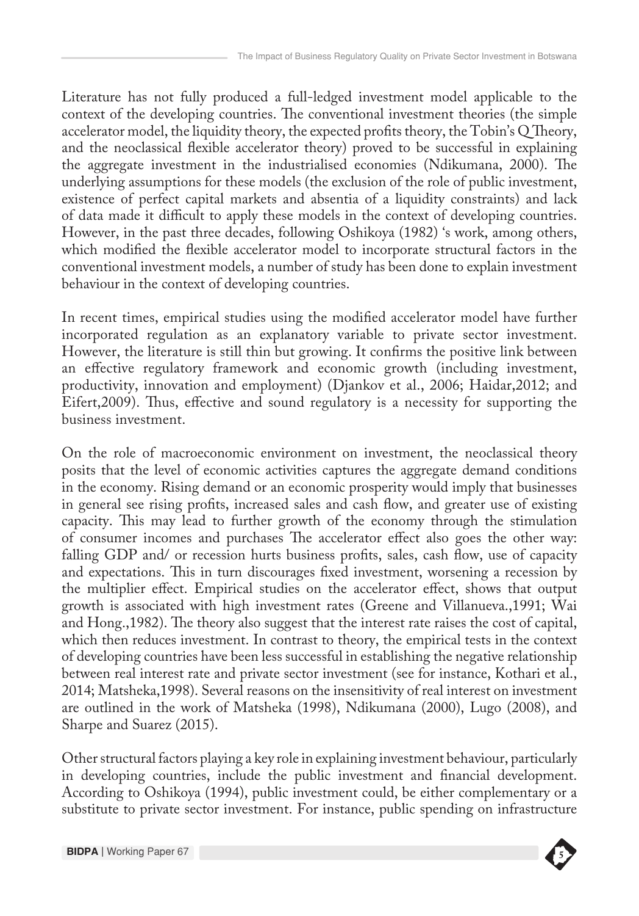Literature has not fully produced a full-ledged investment model applicable to the context of the developing countries. The conventional investment theories (the simple accelerator model, the liquidity theory, the expected profits theory, the Tobin's Q Theory, and the neoclassical flexible accelerator theory) proved to be successful in explaining the aggregate investment in the industrialised economies (Ndikumana, 2000). The underlying assumptions for these models (the exclusion of the role of public investment, existence of perfect capital markets and absentia of a liquidity constraints) and lack of data made it difficult to apply these models in the context of developing countries. However, in the past three decades, following Oshikoya (1982) 's work, among others, which modified the flexible accelerator model to incorporate structural factors in the conventional investment models, a number of study has been done to explain investment behaviour in the context of developing countries.

In recent times, empirical studies using the modified accelerator model have further incorporated regulation as an explanatory variable to private sector investment. However, the literature is still thin but growing. It confirms the positive link between an effective regulatory framework and economic growth (including investment, productivity, innovation and employment) (Djankov et al., 2006; Haidar,2012; and Eifert,2009). Thus, effective and sound regulatory is a necessity for supporting the business investment.

On the role of macroeconomic environment on investment, the neoclassical theory posits that the level of economic activities captures the aggregate demand conditions in the economy. Rising demand or an economic prosperity would imply that businesses in general see rising profits, increased sales and cash flow, and greater use of existing capacity. This may lead to further growth of the economy through the stimulation of consumer incomes and purchases The accelerator effect also goes the other way: falling GDP and/ or recession hurts business profits, sales, cash flow, use of capacity and expectations. This in turn discourages fixed investment, worsening a recession by the multiplier effect. Empirical studies on the accelerator effect, shows that output growth is associated with high investment rates (Greene and Villanueva.,1991; Wai and Hong.,1982). The theory also suggest that the interest rate raises the cost of capital, which then reduces investment. In contrast to theory, the empirical tests in the context of developing countries have been less successful in establishing the negative relationship between real interest rate and private sector investment (see for instance, Kothari et al., 2014; Matsheka,1998). Several reasons on the insensitivity of real interest on investment are outlined in the work of Matsheka (1998), Ndikumana (2000), Lugo (2008), and Sharpe and Suarez (2015).

Other structural factors playing a key role in explaining investment behaviour, particularly in developing countries, include the public investment and financial development. According to Oshikoya (1994), public investment could, be either complementary or a substitute to private sector investment. For instance, public spending on infrastructure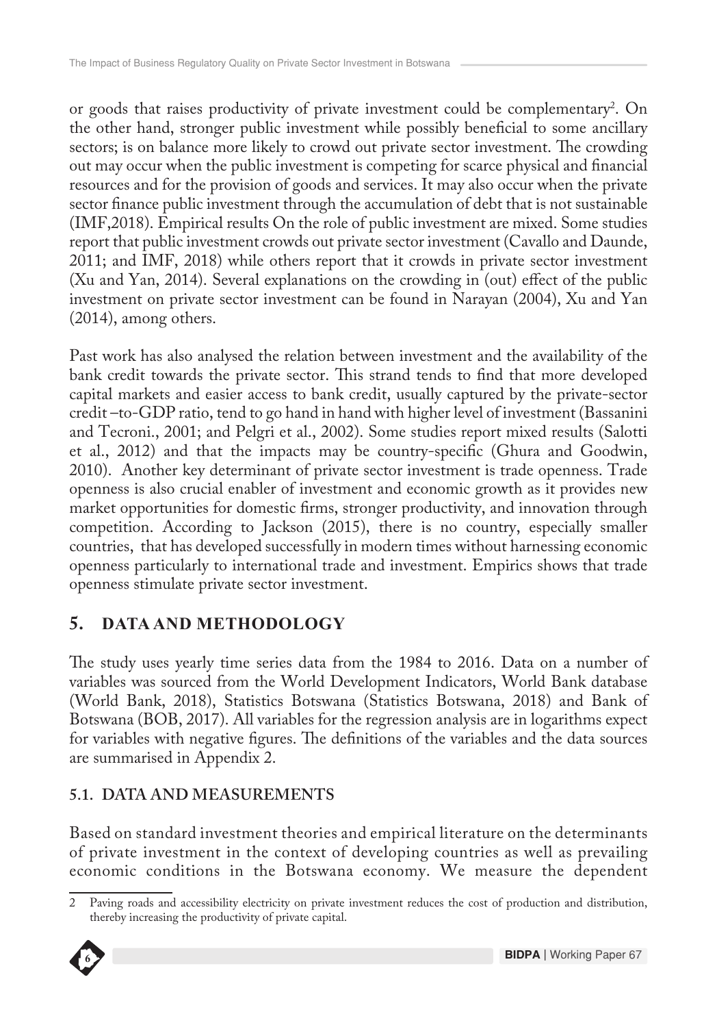or goods that raises productivity of private investment could be complementary[2]. On the other hand, stronger public investment while possibly beneficial to some ancillary sectors; is on balance more likely to crowd out private sector investment. The crowding out may occur when the public investment is competing for scarce physical and financial resources and for the provision of goods and services. It may also occur when the private sector finance public investment through the accumulation of debt that is not sustainable (IMF,2018). Empirical results On the role of public investment are mixed. Some studies report that public investment crowds out private sector investment (Cavallo and Daunde, 2011; and IMF, 2018) while others report that it crowds in private sector investment (Xu and Yan, 2014). Several explanations on the crowding in (out) effect of the public investment on private sector investment can be found in Narayan (2004), Xu and Yan (2014), among others.

Past work has also analysed the relation between investment and the availability of the bank credit towards the private sector. This strand tends to find that more developed capital markets and easier access to bank credit, usually captured by the private-sector credit –to-GDP ratio, tend to go hand in hand with higher level of investment (Bassanini and Tecroni., 2001; and Pelgri et al., 2002). Some studies report mixed results (Salotti et al., 2012) and that the impacts may be country-specific (Ghura and Goodwin, 2010). Another key determinant of private sector investment is trade openness. Trade openness is also crucial enabler of investment and economic growth as it provides new market opportunities for domestic firms, stronger productivity, and innovation through competition. According to Jackson (2015), there is no country, especially smaller countries, that has developed successfully in modern times without harnessing economic openness particularly to international trade and investment. Empirics shows that trade openness stimulate private sector investment.

## 5. DATA AND METHODOLOGY

The study uses yearly time series data from the 1984 to 2016. Data on a number of variables was sourced from the World Development Indicators, World Bank database (World Bank, 2018), Statistics Botswana (Statistics Botswana, 2018) and Bank of Botswana (BOB, 2017). All variables for the regression analysis are in logarithms expect for variables with negative figures. The definitions of the variables and the data sources are summarised in Appendix 2.

### 5.1. DATA AND MEASUREMENTS

Based on standard investment theories and empirical literature on the determinants of private investment in the context of developing countries as well as prevailing economic conditions in the Botswana economy. We measure the dependent

---

2 Paving roads and accessibility electricity on private investment reduces the cost of production and distribution, thereby increasing the productivity of private capital.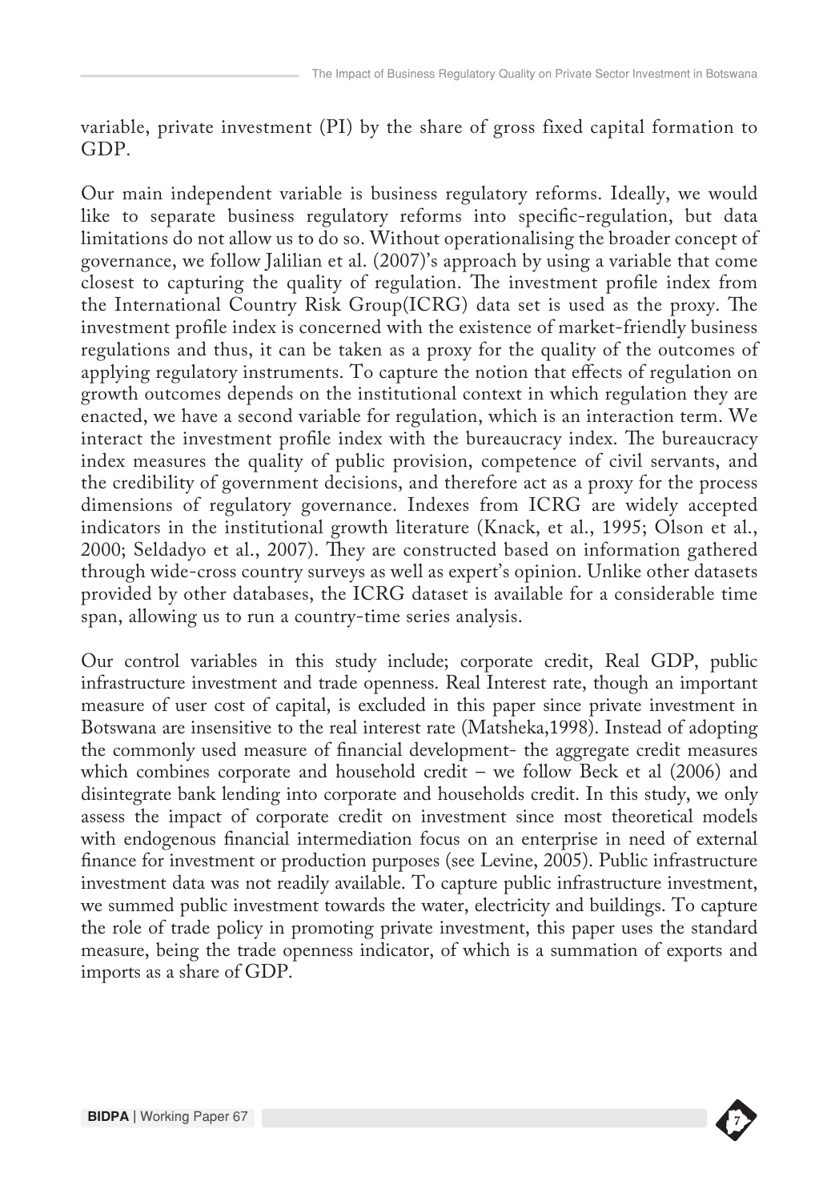variable, private investment (PI) by the share of gross fixed capital formation to GDP.

Our main independent variable is business regulatory reforms. Ideally, we would like to separate business regulatory reforms into specific-regulation, but data limitations do not allow us to do so. Without operationalising the broader concept of governance, we follow Jalilian et al. (2007)'s approach by using a variable that come closest to capturing the quality of regulation. The investment profile index from the International Country Risk Group(ICRG) data set is used as the proxy. The investment profile index is concerned with the existence of market-friendly business regulations and thus, it can be taken as a proxy for the quality of the outcomes of applying regulatory instruments. To capture the notion that effects of regulation on growth outcomes depends on the institutional context in which regulation they are enacted, we have a second variable for regulation, which is an interaction term. We interact the investment profile index with the bureaucracy index. The bureaucracy index measures the quality of public provision, competence of civil servants, and the credibility of government decisions, and therefore act as a proxy for the process dimensions of regulatory governance. Indexes from ICRG are widely accepted indicators in the institutional growth literature (Knack, et al., 1995; Olson et al., 2000; Seldadyo et al., 2007). They are constructed based on information gathered through wide-cross country surveys as well as expert's opinion. Unlike other datasets provided by other databases, the ICRG dataset is available for a considerable time span, allowing us to run a country-time series analysis.

Our control variables in this study include; corporate credit, Real GDP, public infrastructure investment and trade openness. Real Interest rate, though an important measure of user cost of capital, is excluded in this paper since private investment in Botswana are insensitive to the real interest rate (Matsheka,1998). Instead of adopting the commonly used measure of financial development- the aggregate credit measures which combines corporate and household credit – we follow Beck et al (2006) and disintegrate bank lending into corporate and households credit. In this study, we only assess the impact of corporate credit on investment since most theoretical models with endogenous financial intermediation focus on an enterprise in need of external finance for investment or production purposes (see Levine, 2005). Public infrastructure investment data was not readily available. To capture public infrastructure investment, we summed public investment towards the water, electricity and buildings. To capture the role of trade policy in promoting private investment, this paper uses the standard measure, being the trade openness indicator, of which is a summation of exports and imports as a share of GDP.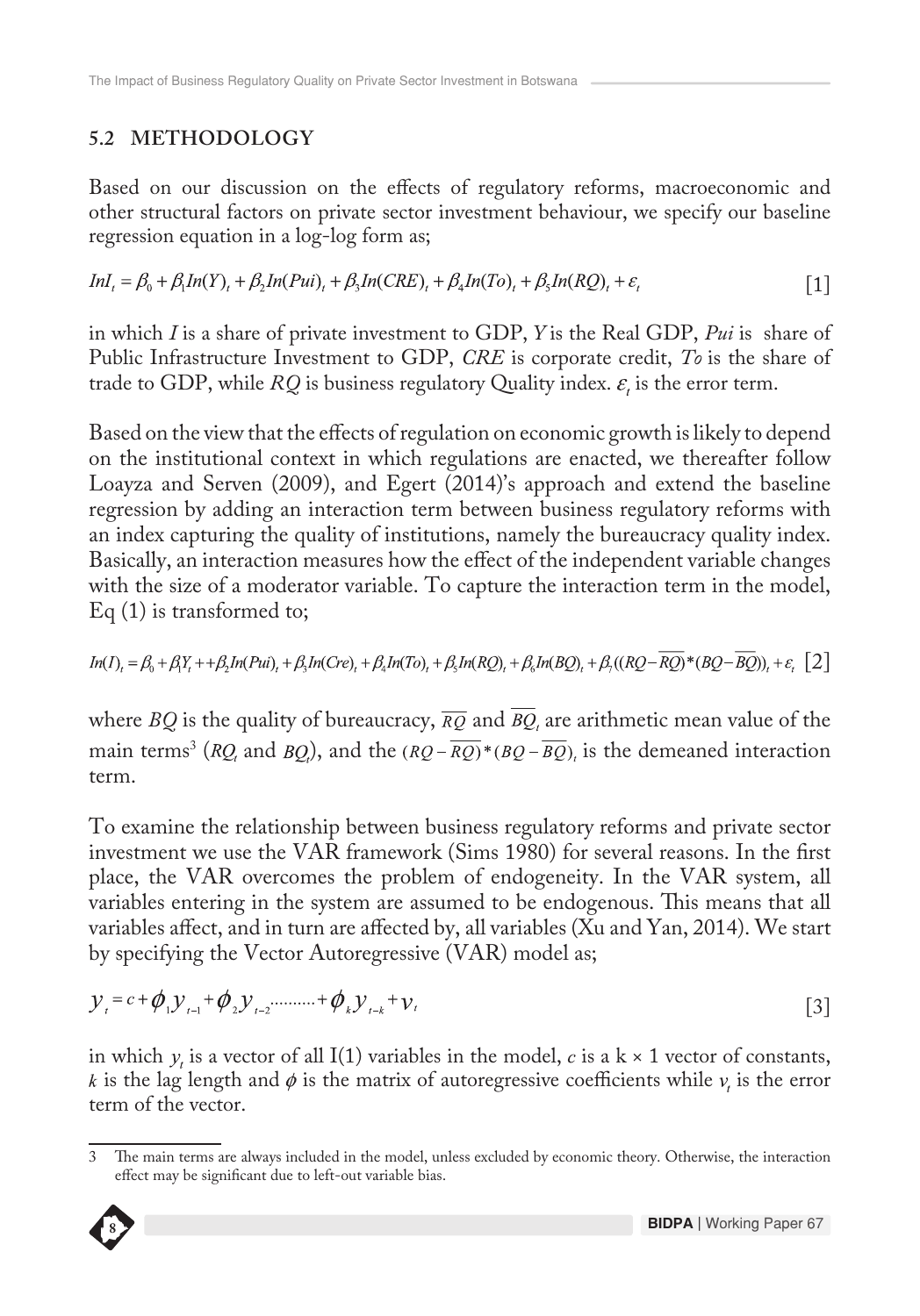## 5.2 METHODOLOGY

Based on our discussion on the effects of regulatory reforms, macroeconomic and other structural factors on private sector investment behaviour, we specify our baseline regression equation in a log-log form as;

$$InI_t = \beta_0 + \beta_1 In(Y)_t + \beta_2 In(Pui)_t + \beta_3 In(CRE)_t + \beta_4 In(To)_t + \beta_5 In(RQ)_t + \varepsilon_t \quad [1]$$

in which *I* is a share of private investment to GDP, *Y* is the Real GDP, *Pui* is share of Public Infrastructure Investment to GDP, *CRE* is corporate credit, *To* is the share of trade to GDP, while *RQ* is business regulatory Quality index. $\varepsilon_t$ is the error term.

Based on the view that the effects of regulation on economic growth is likely to depend on the institutional context in which regulations are enacted, we thereafter follow Loayza and Serven (2009), and Egert (2014)'s approach and extend the baseline regression by adding an interaction term between business regulatory reforms with an index capturing the quality of institutions, namely the bureaucracy quality index. Basically, an interaction measures how the effect of the independent variable changes with the size of a moderator variable. To capture the interaction term in the model, Eq (1) is transformed to;

$$In(I)_t = \beta_0 + \beta_1 Y_t + + \beta_2 In(Pui)_t + \beta_3 In(Cre)_t + \beta_4 In(To)_t + \beta_5 In(RQ)_t + \beta_6 In(BQ)_t + \beta_7((RQ - \overline{RQ}) * (BQ - \overline{BQ}))_t + \varepsilon_t \quad [2]$$

where *BQ* is the quality of bureaucracy, $\overline{RQ}$ and $\overline{BQ}_t$ are arithmetic mean value of the main terms[3] ($RQ_t$ and $BQ_t$), and the $(RQ - \overline{RQ}) * (BQ - \overline{BQ})_t$ is the demeaned interaction term.

To examine the relationship between business regulatory reforms and private sector investment we use the VAR framework (Sims 1980) for several reasons. In the first place, the VAR overcomes the problem of endogeneity. In the VAR system, all variables entering in the system are assumed to be endogenous. This means that all variables affect, and in turn are affected by, all variables (Xu and Yan, 2014). We start by specifying the Vector Autoregressive (VAR) model as;

$$y_t = c + \phi_1 y_{t-1} + \phi_2 y_{t-2} \ldots\ldots\ldots + \phi_k y_{t-k} + v_t \quad [3]$$

in which $y_t$ is a vector of all I(1) variables in the model, $c$ is a k × 1 vector of constants, $k$ is the lag length and $\phi$ is the matrix of autoregressive coefficients while $v_t$ is the error term of the vector.

---

3 The main terms are always included in the model, unless excluded by economic theory. Otherwise, the interaction effect may be significant due to left-out variable bias.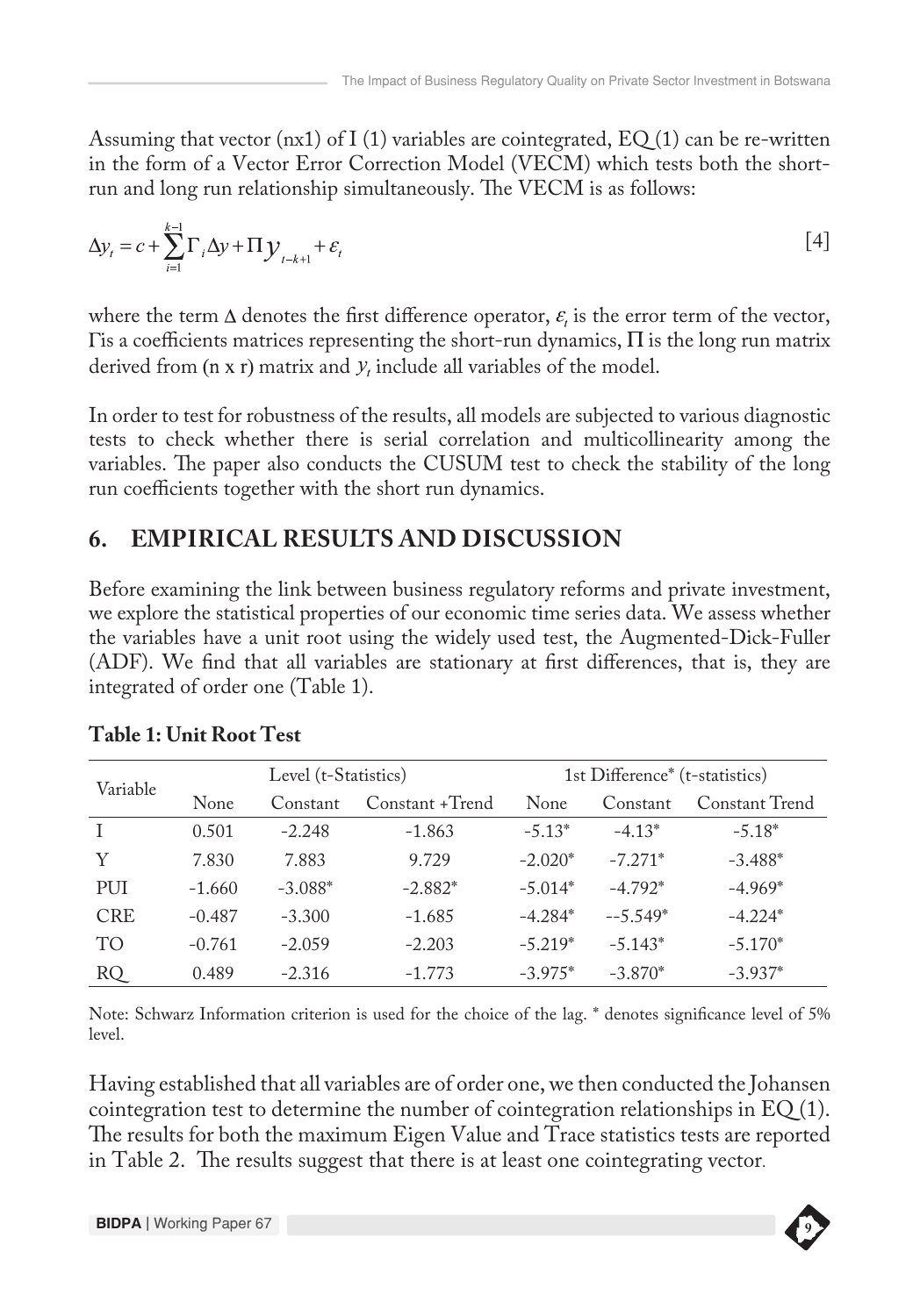Assuming that vector (nx1) of I (1) variables are cointegrated, EQ (1) can be re-written in the form of a Vector Error Correction Model (VECM) which tests both the short-run and long run relationship simultaneously. The VECM is as follows:

$$\Delta y_t = c + \sum_{i=1}^{k-1} \Gamma_i \Delta y + \Pi y_{t-k+1} + \varepsilon_t \qquad [4]$$

where the term $\Delta$ denotes the first difference operator, $\varepsilon_t$ is the error term of the vector, $\Gamma$is a coefficients matrices representing the short-run dynamics, $\Pi$ is the long run matrix derived from (n x r) matrix and $y_t$ include all variables of the model.

In order to test for robustness of the results, all models are subjected to various diagnostic tests to check whether there is serial correlation and multicollinearity among the variables. The paper also conducts the CUSUM test to check the stability of the long run coefficients together with the short run dynamics.

## 6. EMPIRICAL RESULTS AND DISCUSSION

Before examining the link between business regulatory reforms and private investment, we explore the statistical properties of our economic time series data. We assess whether the variables have a unit root using the widely used test, the Augmented-Dick-Fuller (ADF). We find that all variables are stationary at first differences, that is, they are integrated of order one (Table 1).

**Table 1: Unit Root Test**

| Variable | Level (t-Statistics) | | | 1st Difference* (t-statistics) | | |
|---|---|---|---|---|---|---|
| | None | Constant | Constant +Trend | None | Constant | Constant Trend |
| I | 0.501 | -2.248 | -1.863 | -5.13* | -4.13* | -5.18* |
| Y | 7.830 | 7.883 | 9.729 | -2.020* | -7.271* | -3.488* |
| PUI | -1.660 | -3.088* | -2.882* | -5.014* | -4.792* | -4.969* |
| CRE | -0.487 | -3.300 | -1.685 | -4.284* | --5.549* | -4.224* |
| TO | -0.761 | -2.059 | -2.203 | -5.219* | -5.143* | -5.170* |
| RQ | 0.489 | -2.316 | -1.773 | -3.975* | -3.870* | -3.937* |

Note: Schwarz Information criterion is used for the choice of the lag. * denotes significance level of 5% level.

Having established that all variables are of order one, we then conducted the Johansen cointegration test to determine the number of cointegration relationships in EQ (1). The results for both the maximum Eigen Value and Trace statistics tests are reported in Table 2. The results suggest that there is at least one cointegrating vector.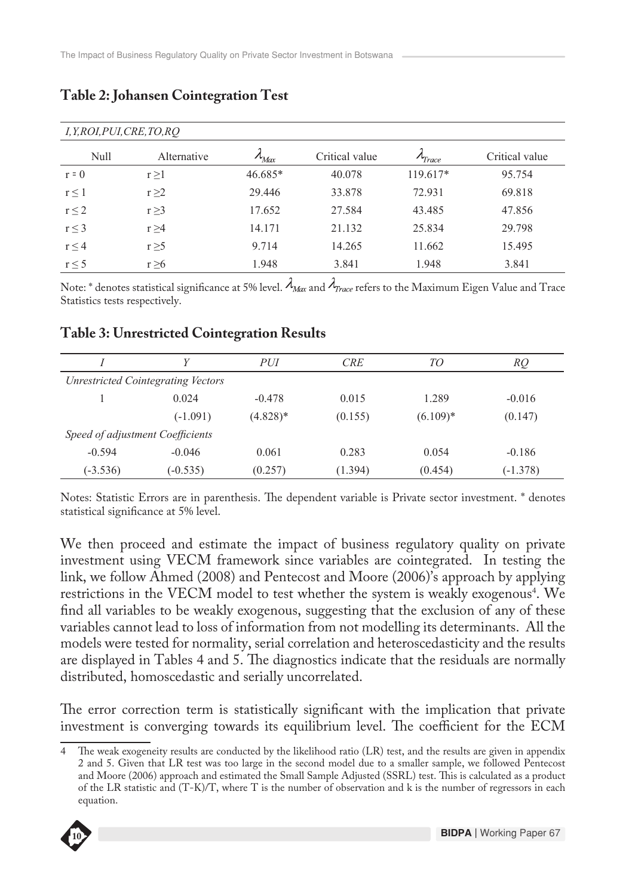### Table 2: Johansen Cointegration Test

| *I,Y,ROI,PUI,CRE,TO,RQ* | | | | | |
|---|---|---|---|---|---|
| Null | Alternative | $\lambda_{Max}$ | Critical value | $\lambda_{Trace}$ | Critical value |
| r = 0 | r ≥1 | 46.685* | 40.078 | 119.617* | 95.754 |
| r ≤ 1 | r ≥2 | 29.446 | 33.878 | 72.931 | 69.818 |
| r ≤ 2 | r ≥3 | 17.652 | 27.584 | 43.485 | 47.856 |
| r ≤ 3 | r ≥4 | 14.171 | 21.132 | 25.834 | 29.798 |
| r ≤ 4 | r ≥5 | 9.714 | 14.265 | 11.662 | 15.495 |
| r ≤ 5 | r ≥6 | 1.948 | 3.841 | 1.948 | 3.841 |

Note: * denotes statistical significance at 5% level. $\lambda_{Max}$ and $\lambda_{Trace}$ refers to the Maximum Eigen Value and Trace Statistics tests respectively.

### Table 3: Unrestricted Cointegration Results

| *I* | *Y* | *PUI* | *CRE* | *TO* | *RQ* |
|---|---|---|---|---|---|
| *Unrestricted Cointegrating Vectors* | | | | | |
| 1 | 0.024 | -0.478 | 0.015 | 1.289 | -0.016 |
| | (-1.091) | (4.828)* | (0.155) | (6.109)* | (0.147) |
| *Speed of adjustment Coefficients* | | | | | |
| -0.594 | -0.046 | 0.061 | 0.283 | 0.054 | -0.186 |
| (-3.536) | (-0.535) | (0.257) | (1.394) | (0.454) | (-1.378) |

Notes: Statistic Errors are in parenthesis. The dependent variable is Private sector investment. * denotes statistical significance at 5% level.

We then proceed and estimate the impact of business regulatory quality on private investment using VECM framework since variables are cointegrated. In testing the link, we follow Ahmed (2008) and Pentecost and Moore (2006)'s approach by applying restrictions in the VECM model to test whether the system is weakly exogenous[4]. We find all variables to be weakly exogenous, suggesting that the exclusion of any of these variables cannot lead to loss of information from not modelling its determinants. All the models were tested for normality, serial correlation and heteroscedasticity and the results are displayed in Tables 4 and 5. The diagnostics indicate that the residuals are normally distributed, homoscedastic and serially uncorrelated.

The error correction term is statistically significant with the implication that private investment is converging towards its equilibrium level. The coefficient for the ECM

4 The weak exogeneity results are conducted by the likelihood ratio (LR) test, and the results are given in appendix 2 and 5. Given that LR test was too large in the second model due to a smaller sample, we followed Pentecost and Moore (2006) approach and estimated the Small Sample Adjusted (SSRL) test. This is calculated as a product of the LR statistic and (T-K)/T, where T is the number of observation and k is the number of regressors in each equation.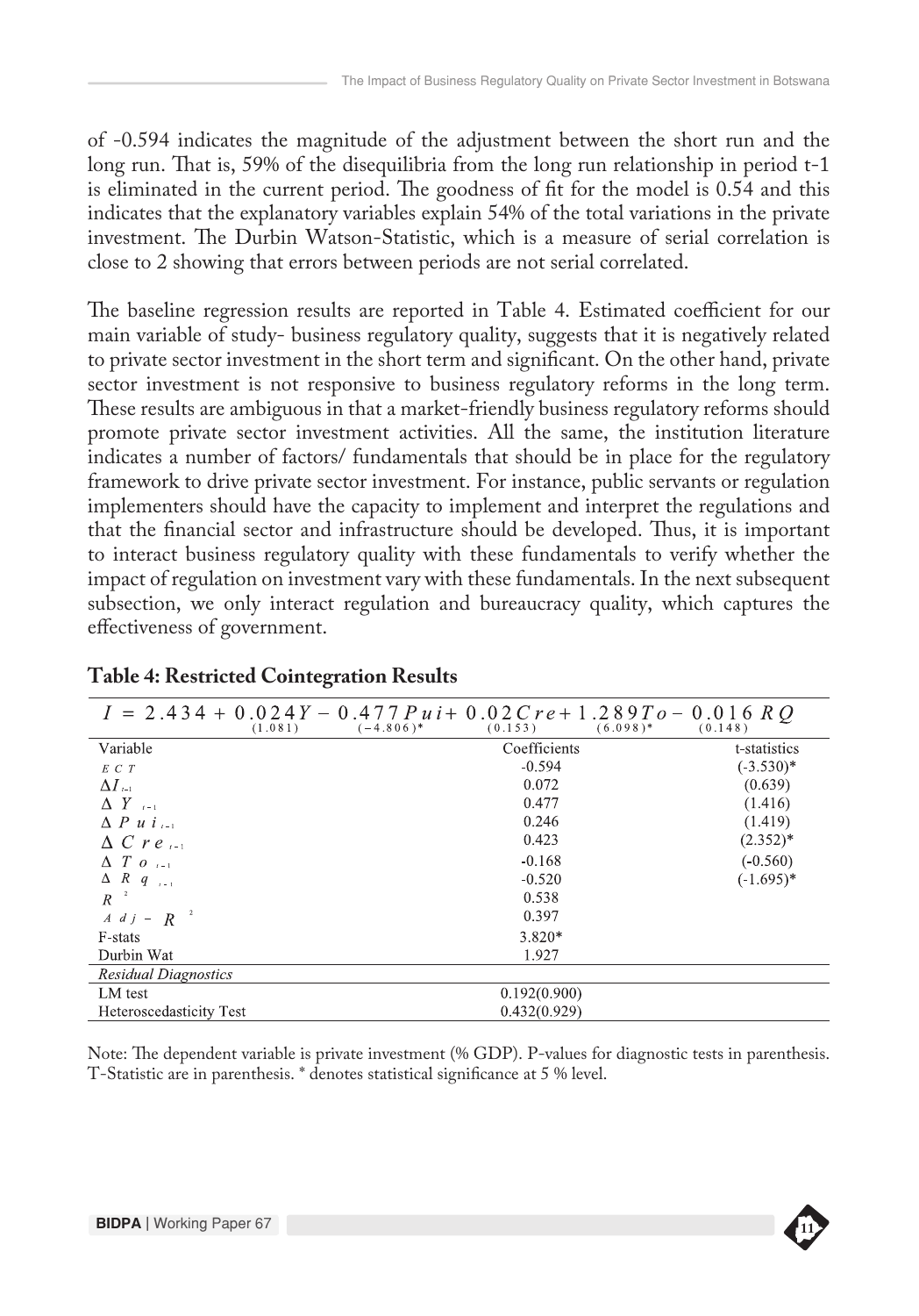of -0.594 indicates the magnitude of the adjustment between the short run and the long run. That is, 59% of the disequilibria from the long run relationship in period t-1 is eliminated in the current period. The goodness of fit for the model is 0.54 and this indicates that the explanatory variables explain 54% of the total variations in the private investment. The Durbin Watson-Statistic, which is a measure of serial correlation is close to 2 showing that errors between periods are not serial correlated.

The baseline regression results are reported in Table 4. Estimated coefficient for our main variable of study- business regulatory quality, suggests that it is negatively related to private sector investment in the short term and significant. On the other hand, private sector investment is not responsive to business regulatory reforms in the long term. These results are ambiguous in that a market-friendly business regulatory reforms should promote private sector investment activities. All the same, the institution literature indicates a number of factors/ fundamentals that should be in place for the regulatory framework to drive private sector investment. For instance, public servants or regulation implementers should have the capacity to implement and interpret the regulations and that the financial sector and infrastructure should be developed. Thus, it is important to interact business regulatory quality with these fundamentals to verify whether the impact of regulation on investment vary with these fundamentals. In the next subsequent subsection, we only interact regulation and bureaucracy quality, which captures the effectiveness of government.

**Table 4: Restricted Cointegration Results**

$$I = 2.434 + \underset{(1.081)}{0.024Y} - \underset{(-4.806)^*}{0.477Pui} + \underset{(0.153)}{0.02Cre} + \underset{(6.098)^*}{1.289To} - \underset{(0.148)}{0.016RQ}$$

| Variable | Coefficients | t-statistics |
|---|---|---|
| $ECT$ | -0.594 | (-3.530)* |
| $\Delta I_{t-1}$ | 0.072 | (0.639) |
| $\Delta Y_{t-1}$ | 0.477 | (1.416) |
| $\Delta Pui_{t-1}$ | 0.246 | (1.419) |
| $\Delta Cre_{t-1}$ | 0.423 | (2.352)* |
| $\Delta To_{t-1}$ | -0.168 | (-0.560) |
| $\Delta Rq_{t-1}$ | -0.520 | (-1.695)* |
| $R^2$ | 0.538 | |
| $Adj-R^2$ | 0.397 | |
| F-stats | 3.820* | |
| Durbin Wat | 1.927 | |
| *Residual Diagnostics* | | |
| LM test | 0.192(0.900) | |
| Heteroscedasticity Test | 0.432(0.929) | |

Note: The dependent variable is private investment (% GDP). P-values for diagnostic tests in parenthesis. T-Statistic are in parenthesis. * denotes statistical significance at 5 % level.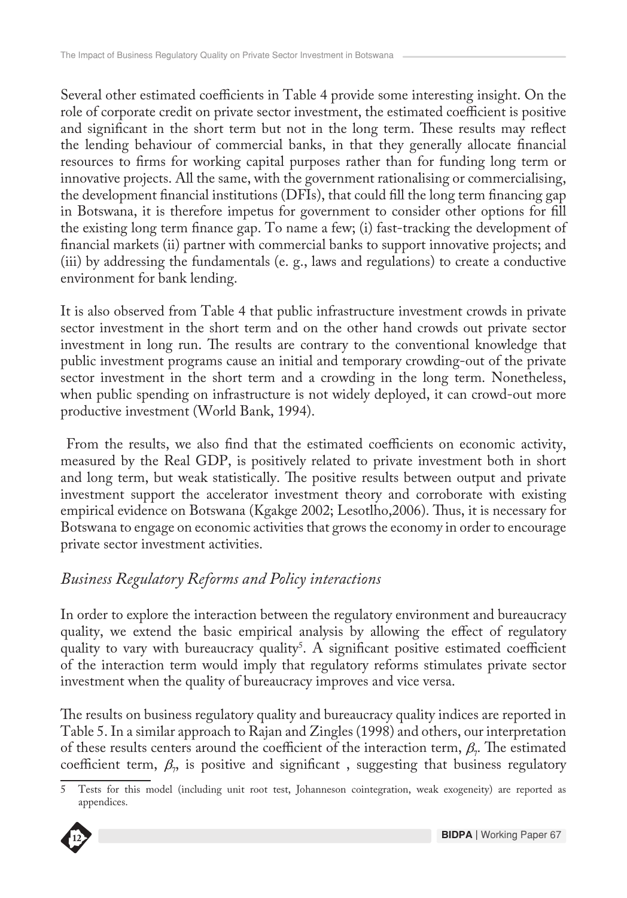Several other estimated coefficients in Table 4 provide some interesting insight. On the role of corporate credit on private sector investment, the estimated coefficient is positive and significant in the short term but not in the long term. These results may reflect the lending behaviour of commercial banks, in that they generally allocate financial resources to firms for working capital purposes rather than for funding long term or innovative projects. All the same, with the government rationalising or commercialising, the development financial institutions (DFIs), that could fill the long term financing gap in Botswana, it is therefore impetus for government to consider other options for fill the existing long term finance gap. To name a few; (i) fast-tracking the development of financial markets (ii) partner with commercial banks to support innovative projects; and (iii) by addressing the fundamentals (e. g., laws and regulations) to create a conductive environment for bank lending.

It is also observed from Table 4 that public infrastructure investment crowds in private sector investment in the short term and on the other hand crowds out private sector investment in long run. The results are contrary to the conventional knowledge that public investment programs cause an initial and temporary crowding-out of the private sector investment in the short term and a crowding in the long term. Nonetheless, when public spending on infrastructure is not widely deployed, it can crowd-out more productive investment (World Bank, 1994).

From the results, we also find that the estimated coefficients on economic activity, measured by the Real GDP, is positively related to private investment both in short and long term, but weak statistically. The positive results between output and private investment support the accelerator investment theory and corroborate with existing empirical evidence on Botswana (Kgakge 2002; Lesotlho,2006). Thus, it is necessary for Botswana to engage on economic activities that grows the economy in order to encourage private sector investment activities.

### *Business Regulatory Reforms and Policy interactions*

In order to explore the interaction between the regulatory environment and bureaucracy quality, we extend the basic empirical analysis by allowing the effect of regulatory quality to vary with bureaucracy quality[5]. A significant positive estimated coefficient of the interaction term would imply that regulatory reforms stimulates private sector investment when the quality of bureaucracy improves and vice versa.

The results on business regulatory quality and bureaucracy quality indices are reported in Table 5. In a similar approach to Rajan and Zingles (1998) and others, our interpretation of these results centers around the coefficient of the interaction term, $\beta_7$. The estimated coefficient term, $\beta_7$, is positive and significant , suggesting that business regulatory

[5] Tests for this model (including unit root test, Johanneson cointegration, weak exogeneity) are reported as appendices.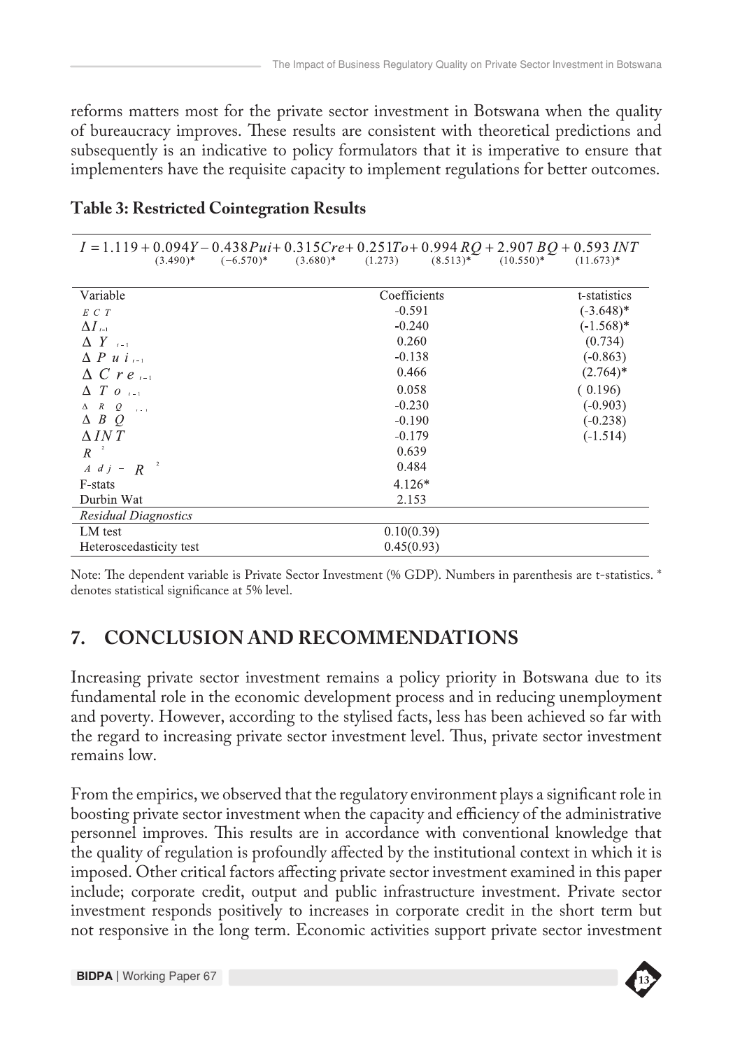reforms matters most for the private sector investment in Botswana when the quality of bureaucracy improves. These results are consistent with theoretical predictions and subsequently is an indicative to policy formulators that it is imperative to ensure that implementers have the requisite capacity to implement regulations for better outcomes.

**Table 3: Restricted Cointegration Results**

$$I = 1.119 + \underset{(3.490)^*}{0.094Y} - \underset{(-6.570)^*}{0.438Pui} + \underset{(3.680)^*}{0.315Cre} + \underset{(1.273)}{0.251To} + \underset{(8.513)^*}{0.994\,RQ} + \underset{(10.550)^*}{2.907\,BQ} + \underset{(11.673)^*}{0.593\,INT}$$

| Variable | Coefficients | t-statistics |
|---|---|---|
| $ECT$ | -0.591 | (-3.648)* |
| $\Delta I_{t-1}$ | -0.240 | (-1.568)* |
| $\Delta Y_{t-1}$ | 0.260 | (0.734) |
| $\Delta Pui_{t-1}$ | -0.138 | (-0.863) |
| $\Delta Cre_{t-1}$ | 0.466 | (2.764)* |
| $\Delta To_{t-1}$ | 0.058 | ( 0.196) |
| $\Delta RQ_{t-1}$ | -0.230 | (-0.903) |
| $\Delta BQ$ | -0.190 | (-0.238) |
| $\Delta INT$ | -0.179 | (-1.514) |
| $R^2$ | 0.639 | |
| $Adj - R^2$ | 0.484 | |
| F-stats | 4.126* | |
| Durbin Wat | 2.153 | |
| *Residual Diagnostics* | | |
| LM test | 0.10(0.39) | |
| Heteroscedasticity test | 0.45(0.93) | |

Note: The dependent variable is Private Sector Investment (% GDP). Numbers in parenthesis are t-statistics. * denotes statistical significance at 5% level.

## 7. CONCLUSION AND RECOMMENDATIONS

Increasing private sector investment remains a policy priority in Botswana due to its fundamental role in the economic development process and in reducing unemployment and poverty. However, according to the stylised facts, less has been achieved so far with the regard to increasing private sector investment level. Thus, private sector investment remains low.

From the empirics, we observed that the regulatory environment plays a significant role in boosting private sector investment when the capacity and efficiency of the administrative personnel improves. This results are in accordance with conventional knowledge that the quality of regulation is profoundly affected by the institutional context in which it is imposed. Other critical factors affecting private sector investment examined in this paper include; corporate credit, output and public infrastructure investment. Private sector investment responds positively to increases in corporate credit in the short term but not responsive in the long term. Economic activities support private sector investment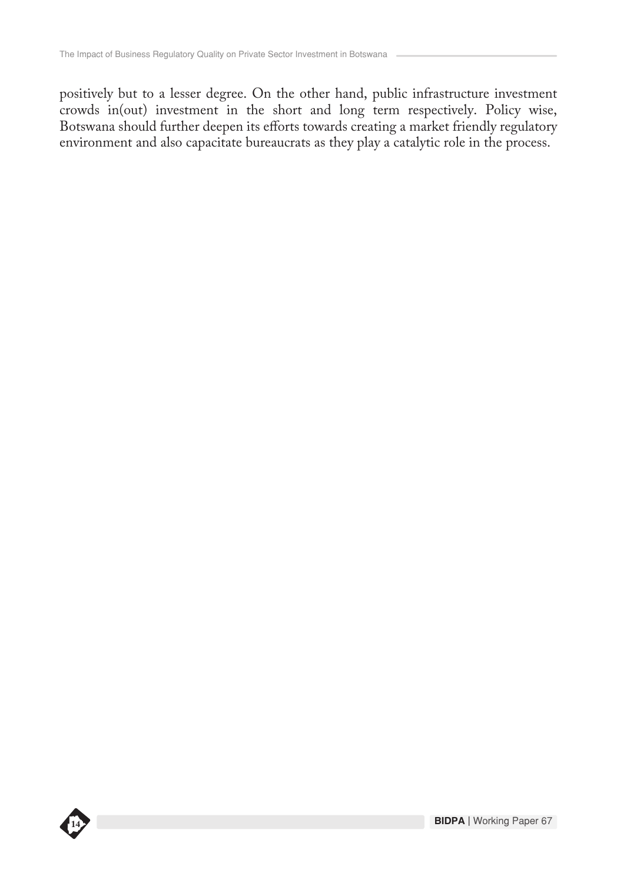positively but to a lesser degree. On the other hand, public infrastructure investment crowds in(out) investment in the short and long term respectively. Policy wise, Botswana should further deepen its efforts towards creating a market friendly regulatory environment and also capacitate bureaucrats as they play a catalytic role in the process.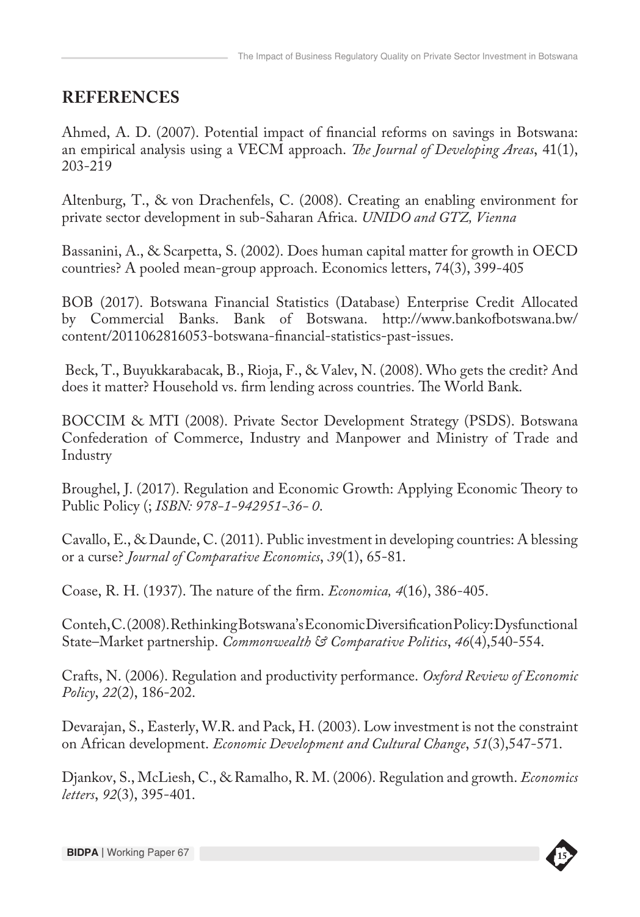## REFERENCES

Ahmed, A. D. (2007). Potential impact of financial reforms on savings in Botswana: an empirical analysis using a VECM approach. *The Journal of Developing Areas*, 41(1), 203-219

Altenburg, T., & von Drachenfels, C. (2008). Creating an enabling environment for private sector development in sub-Saharan Africa. *UNIDO and GTZ, Vienna*

Bassanini, A., & Scarpetta, S. (2002). Does human capital matter for growth in OECD countries? A pooled mean-group approach. Economics letters, 74(3), 399-405

BOB (2017). Botswana Financial Statistics (Database) Enterprise Credit Allocated by Commercial Banks. Bank of Botswana. http://www.bankofbotswana.bw/content/2011062816053-botswana-financial-statistics-past-issues.

Beck, T., Buyukkarabacak, B., Rioja, F., & Valev, N. (2008). Who gets the credit? And does it matter? Household vs. firm lending across countries. The World Bank.

BOCCIM & MTI (2008). Private Sector Development Strategy (PSDS). Botswana Confederation of Commerce, Industry and Manpower and Ministry of Trade and Industry

Broughel, J. (2017). Regulation and Economic Growth: Applying Economic Theory to Public Policy (; *ISBN: 978-1-942951-36- 0*.

Cavallo, E., & Daunde, C. (2011). Public investment in developing countries: A blessing or a curse? *Journal of Comparative Economics*, *39*(1), 65-81.

Coase, R. H. (1937). The nature of the firm. *Economica, 4*(16), 386-405.

Conteh, C. (2008). Rethinking Botswana's Economic Diversification Policy: Dysfunctional State–Market partnership. *Commonwealth & Comparative Politics*, *46*(4),540-554.

Crafts, N. (2006). Regulation and productivity performance. *Oxford Review of Economic Policy*, *22*(2), 186-202.

Devarajan, S., Easterly, W.R. and Pack, H. (2003). Low investment is not the constraint on African development. *Economic Development and Cultural Change*, *51*(3),547-571.

Djankov, S., McLiesh, C., & Ramalho, R. M. (2006). Regulation and growth. *Economics letters*, *92*(3), 395-401.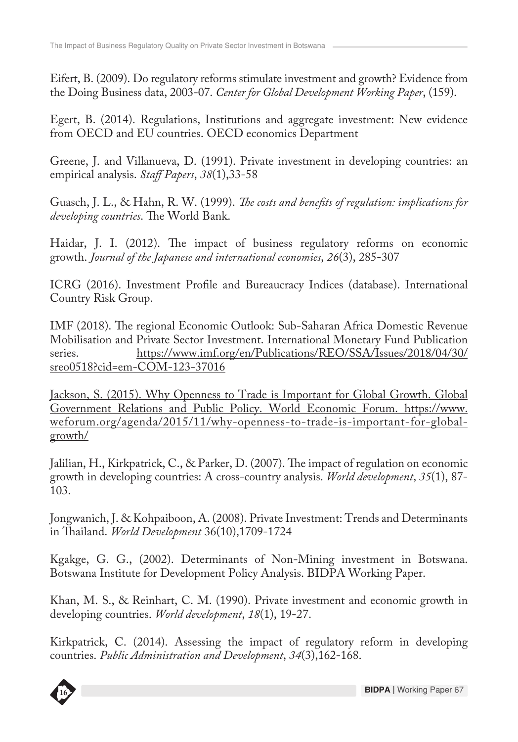Eifert, B. (2009). Do regulatory reforms stimulate investment and growth? Evidence from the Doing Business data, 2003-07. *Center for Global Development Working Paper*, (159).

Egert, B. (2014). Regulations, Institutions and aggregate investment: New evidence from OECD and EU countries. OECD economics Department

Greene, J. and Villanueva, D. (1991). Private investment in developing countries: an empirical analysis. *Staff Papers*, *38*(1),33-58

Guasch, J. L., & Hahn, R. W. (1999). *The costs and benefits of regulation: implications for developing countries*. The World Bank.

Haidar, J. I. (2012). The impact of business regulatory reforms on economic growth. *Journal of the Japanese and international economies*, *26*(3), 285-307

ICRG (2016). Investment Profile and Bureaucracy Indices (database). International Country Risk Group.

IMF (2018). The regional Economic Outlook: Sub-Saharan Africa Domestic Revenue Mobilisation and Private Sector Investment. International Monetary Fund Publication series. https://www.imf.org/en/Publications/REO/SSA/Issues/2018/04/30/sreo0518?cid=em-COM-123-37016

Jackson, S. (2015). Why Openness to Trade is Important for Global Growth. Global Government Relations and Public Policy. World Economic Forum. https://www.weforum.org/agenda/2015/11/why-openness-to-trade-is-important-for-global-growth/

Jalilian, H., Kirkpatrick, C., & Parker, D. (2007). The impact of regulation on economic growth in developing countries: A cross-country analysis. *World development*, *35*(1), 87-103.

Jongwanich, J. & Kohpaiboon, A. (2008). Private Investment: Trends and Determinants in Thailand. *World Development* 36(10),1709-1724

Kgakge, G. G., (2002). Determinants of Non-Mining investment in Botswana. Botswana Institute for Development Policy Analysis. BIDPA Working Paper.

Khan, M. S., & Reinhart, C. M. (1990). Private investment and economic growth in developing countries. *World development*, *18*(1), 19-27.

Kirkpatrick, C. (2014). Assessing the impact of regulatory reform in developing countries. *Public Administration and Development*, *34*(3),162-168.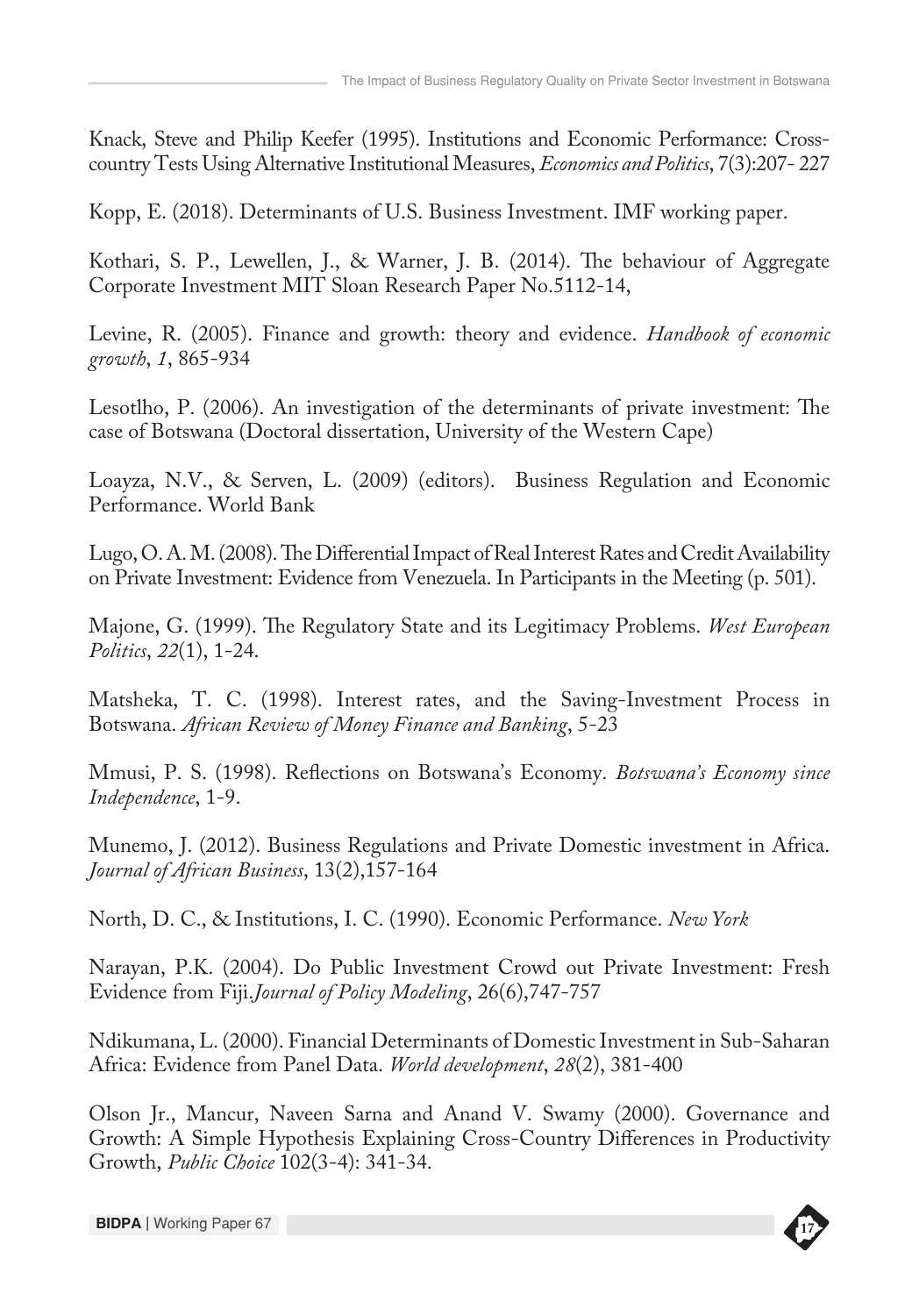Knack, Steve and Philip Keefer (1995). Institutions and Economic Performance: Cross-country Tests Using Alternative Institutional Measures, *Economics and Politics*, 7(3):207- 227

Kopp, E. (2018). Determinants of U.S. Business Investment. IMF working paper.

Kothari, S. P., Lewellen, J., & Warner, J. B. (2014). The behaviour of Aggregate Corporate Investment MIT Sloan Research Paper No.5112-14,

Levine, R. (2005). Finance and growth: theory and evidence. *Handbook of economic growth*, *1*, 865-934

Lesotlho, P. (2006). An investigation of the determinants of private investment: The case of Botswana (Doctoral dissertation, University of the Western Cape)

Loayza, N.V., & Serven, L. (2009) (editors). Business Regulation and Economic Performance. World Bank

Lugo, O. A. M. (2008). The Differential Impact of Real Interest Rates and Credit Availability on Private Investment: Evidence from Venezuela. In Participants in the Meeting (p. 501).

Majone, G. (1999). The Regulatory State and its Legitimacy Problems. *West European Politics*, *22*(1), 1-24.

Matsheka, T. C. (1998). Interest rates, and the Saving-Investment Process in Botswana. *African Review of Money Finance and Banking*, 5-23

Mmusi, P. S. (1998). Reflections on Botswana's Economy. *Botswana's Economy since Independence*, 1-9.

Munemo, J. (2012). Business Regulations and Private Domestic investment in Africa. *Journal of African Business*, 13(2),157-164

North, D. C., & Institutions, I. C. (1990). Economic Performance. *New York*

Narayan, P.K. (2004). Do Public Investment Crowd out Private Investment: Fresh Evidence from Fiji.*Journal of Policy Modeling*, 26(6),747-757

Ndikumana, L. (2000). Financial Determinants of Domestic Investment in Sub-Saharan Africa: Evidence from Panel Data. *World development*, *28*(2), 381-400

Olson Jr., Mancur, Naveen Sarna and Anand V. Swamy (2000). Governance and Growth: A Simple Hypothesis Explaining Cross-Country Differences in Productivity Growth, *Public Choice* 102(3-4): 341-34.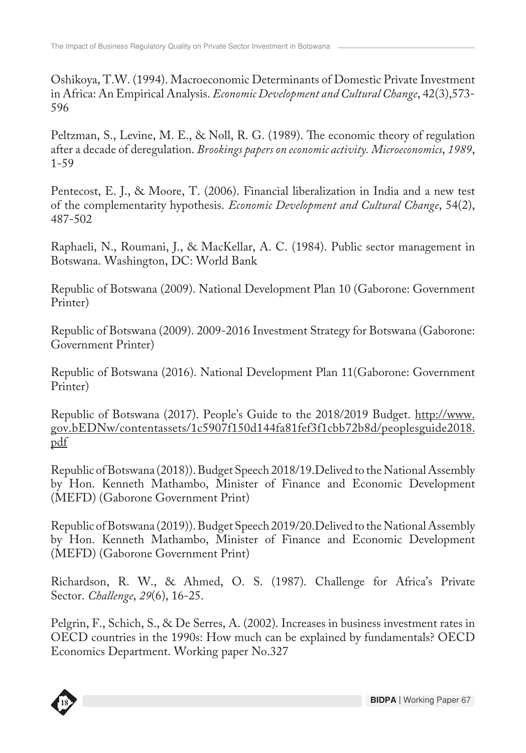Oshikoya, T.W. (1994). Macroeconomic Determinants of Domestic Private Investment in Africa: An Empirical Analysis. *Economic Development and Cultural Change*, 42(3),573-596

Peltzman, S., Levine, M. E., & Noll, R. G. (1989). The economic theory of regulation after a decade of deregulation. *Brookings papers on economic activity. Microeconomics*, *1989*, 1-59

Pentecost, E. J., & Moore, T. (2006). Financial liberalization in India and a new test of the complementarity hypothesis. *Economic Development and Cultural Change*, 54(2), 487-502

Raphaeli, N., Roumani, J., & MacKellar, A. C. (1984). Public sector management in Botswana. Washington, DC: World Bank

Republic of Botswana (2009). National Development Plan 10 (Gaborone: Government Printer)

Republic of Botswana (2009). 2009-2016 Investment Strategy for Botswana (Gaborone: Government Printer)

Republic of Botswana (2016). National Development Plan 11(Gaborone: Government Printer)

Republic of Botswana (2017). People's Guide to the 2018/2019 Budget. http://www.gov.bEDNw/contentassets/1c5907f150d144fa81fef3f1cbb72b8d/peoplesguide2018.pdf

Republic of Botswana (2018)). Budget Speech 2018/19.Delived to the National Assembly by Hon. Kenneth Mathambo, Minister of Finance and Economic Development (MEFD) (Gaborone Government Print)

Republic of Botswana (2019)). Budget Speech 2019/20.Delived to the National Assembly by Hon. Kenneth Mathambo, Minister of Finance and Economic Development (MEFD) (Gaborone Government Print)

Richardson, R. W., & Ahmed, O. S. (1987). Challenge for Africa's Private Sector. *Challenge*, *29*(6), 16-25.

Pelgrin, F., Schich, S., & De Serres, A. (2002). Increases in business investment rates in OECD countries in the 1990s: How much can be explained by fundamentals? OECD Economics Department. Working paper No.327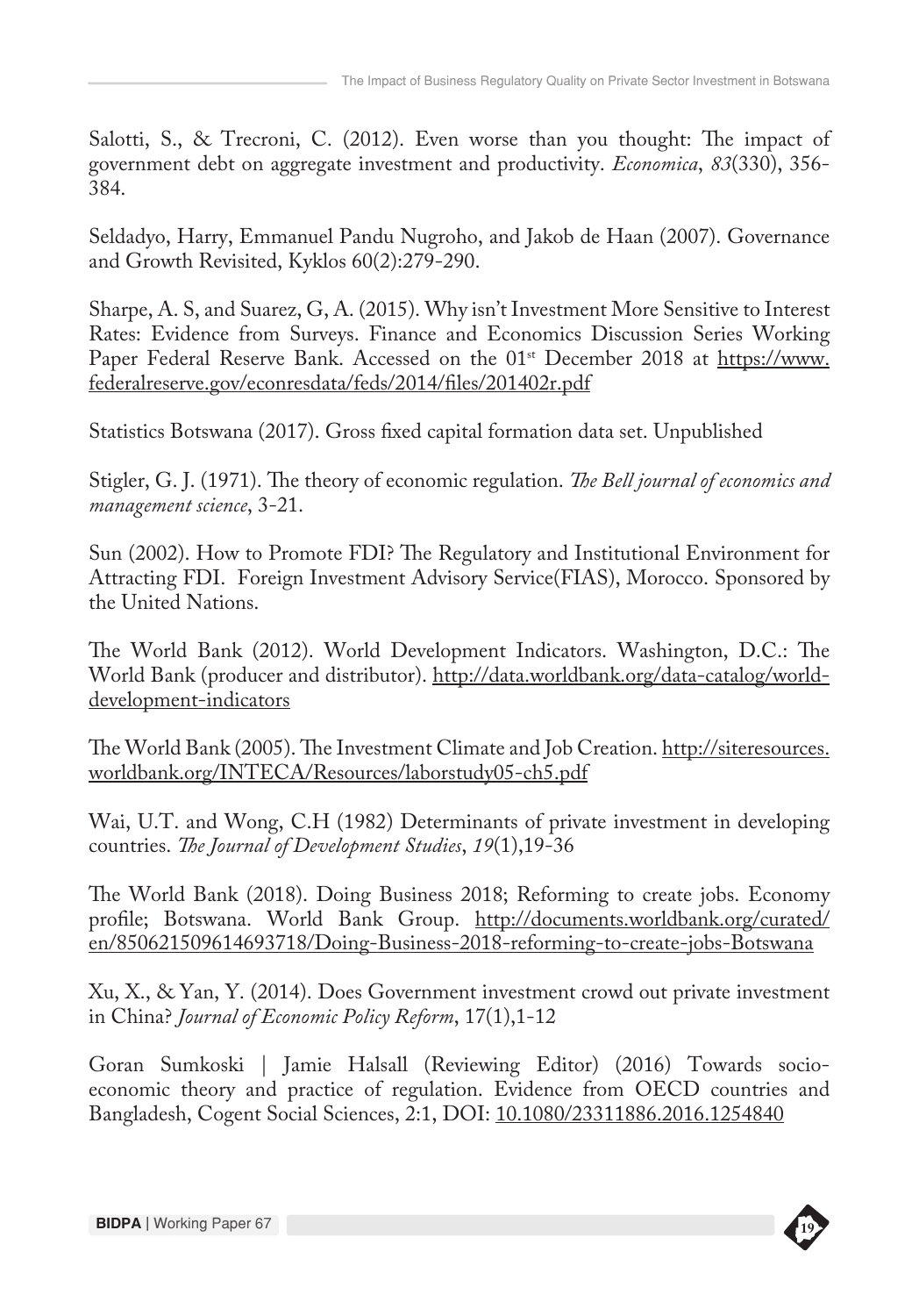Salotti, S., & Trecroni, C. (2012). Even worse than you thought: The impact of government debt on aggregate investment and productivity. *Economica*, *83*(330), 356-384.

Seldadyo, Harry, Emmanuel Pandu Nugroho, and Jakob de Haan (2007). Governance and Growth Revisited, Kyklos 60(2):279-290.

Sharpe, A. S, and Suarez, G, A. (2015). Why isn't Investment More Sensitive to Interest Rates: Evidence from Surveys. Finance and Economics Discussion Series Working Paper Federal Reserve Bank. Accessed on the 01st December 2018 at https://www.federalreserve.gov/econresdata/feds/2014/files/201402r.pdf

Statistics Botswana (2017). Gross fixed capital formation data set. Unpublished

Stigler, G. J. (1971). The theory of economic regulation. *The Bell journal of economics and management science*, 3-21.

Sun (2002). How to Promote FDI? The Regulatory and Institutional Environment for Attracting FDI. Foreign Investment Advisory Service(FIAS), Morocco. Sponsored by the United Nations.

The World Bank (2012). World Development Indicators. Washington, D.C.: The World Bank (producer and distributor). http://data.worldbank.org/data-catalog/world-development-indicators

The World Bank (2005). The Investment Climate and Job Creation. http://siteresources.worldbank.org/INTECA/Resources/laborstudy05-ch5.pdf

Wai, U.T. and Wong, C.H (1982) Determinants of private investment in developing countries. *The Journal of Development Studies*, *19*(1),19-36

The World Bank (2018). Doing Business 2018; Reforming to create jobs. Economy profile; Botswana. World Bank Group. http://documents.worldbank.org/curated/en/850621509614693718/Doing-Business-2018-reforming-to-create-jobs-Botswana

Xu, X., & Yan, Y. (2014). Does Government investment crowd out private investment in China? *Journal of Economic Policy Reform*, 17(1),1-12

Goran Sumkoski | Jamie Halsall (Reviewing Editor) (2016) Towards socio-economic theory and practice of regulation. Evidence from OECD countries and Bangladesh, Cogent Social Sciences, 2:1, DOI: 10.1080/23311886.2016.1254840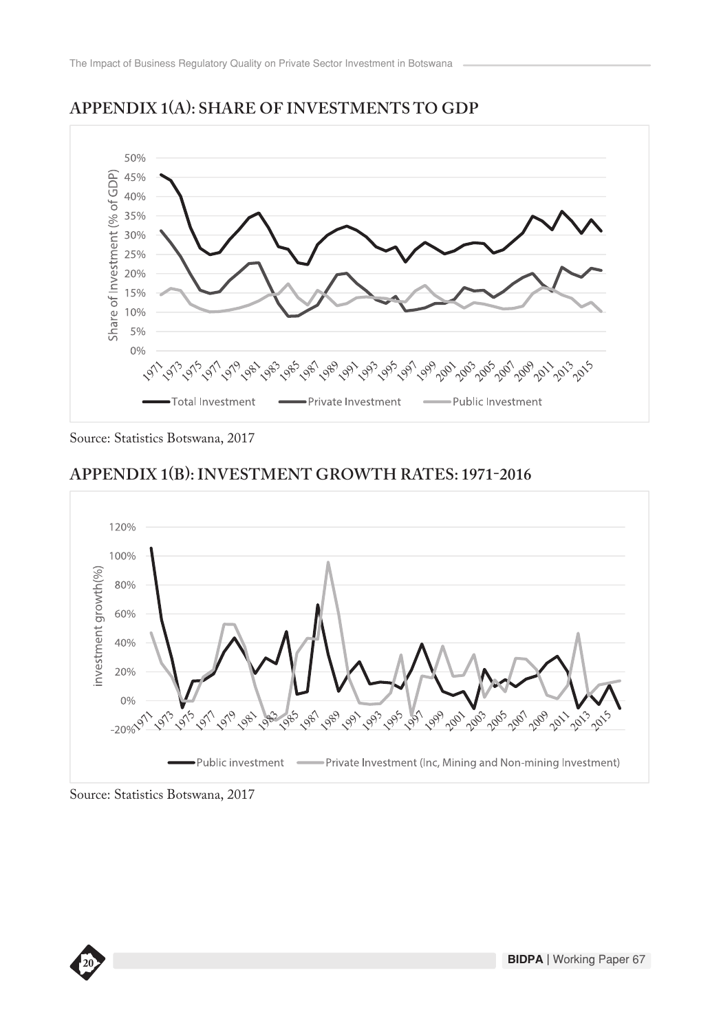## APPENDIX 1(A): SHARE OF INVESTMENTS TO GDP

Source: Statistics Botswana, 2017

## APPENDIX 1(B): INVESTMENT GROWTH RATES: 1971-2016

Source: Statistics Botswana, 2017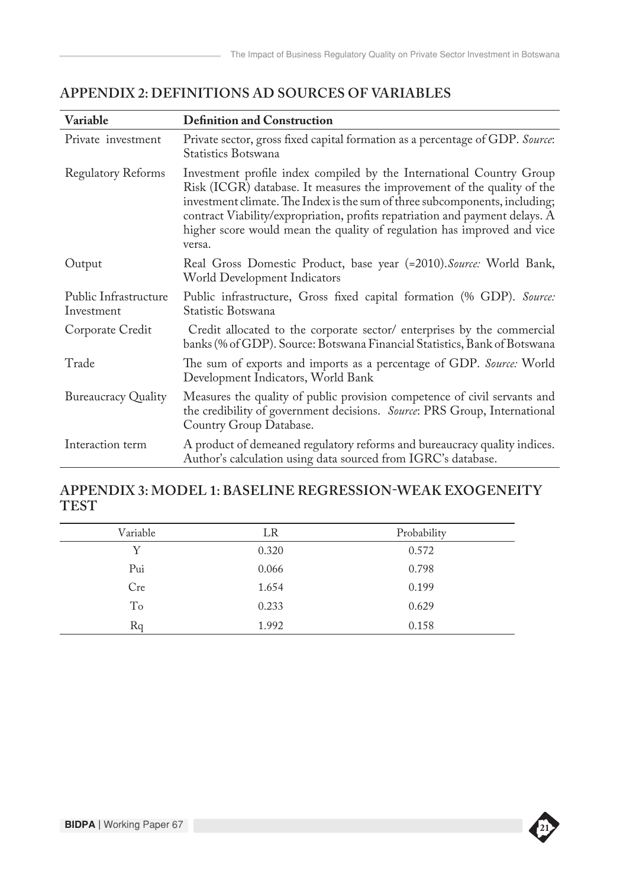## APPENDIX 2: DEFINITIONS AD SOURCES OF VARIABLES

| Variable | Definition and Construction |
|---|---|
| Private investment | Private sector, gross fixed capital formation as a percentage of GDP. *Source*: Statistics Botswana |
| Regulatory Reforms | Investment profile index compiled by the International Country Group Risk (ICGR) database. It measures the improvement of the quality of the investment climate. The Index is the sum of three subcomponents, including; contract Viability/expropriation, profits repatriation and payment delays. A higher score would mean the quality of regulation has improved and vice versa. |
| Output | Real Gross Domestic Product, base year (=2010).*Source:* World Bank, World Development Indicators |
| Public Infrastructure Investment | Public infrastructure, Gross fixed capital formation (% GDP). *Source:* Statistic Botswana |
| Corporate Credit | Credit allocated to the corporate sector/ enterprises by the commercial banks (% of GDP). Source: Botswana Financial Statistics, Bank of Botswana |
| Trade | The sum of exports and imports as a percentage of GDP. *Source:* World Development Indicators, World Bank |
| Bureaucracy Quality | Measures the quality of public provision competence of civil servants and the credibility of government decisions. *Source*: PRS Group, International Country Group Database. |
| Interaction term | A product of demeaned regulatory reforms and bureaucracy quality indices. Author's calculation using data sourced from IGRC's database. |

## APPENDIX 3: MODEL 1: BASELINE REGRESSION-WEAK EXOGENEITY TEST

| Variable | LR | Probability |
|---|---|---|
| Y | 0.320 | 0.572 |
| Pui | 0.066 | 0.798 |
| Cre | 1.654 | 0.199 |
| To | 0.233 | 0.629 |
| Rq | 1.992 | 0.158 |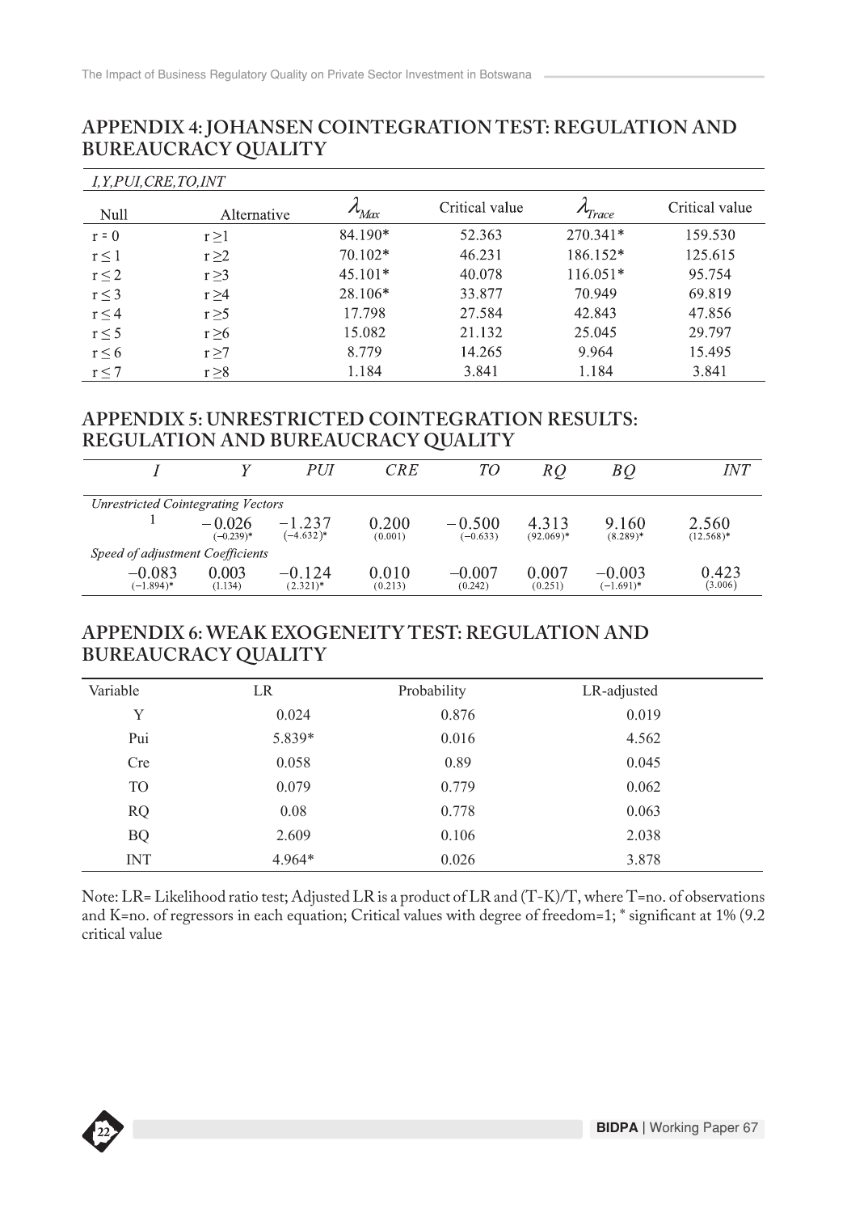## APPENDIX 4: JOHANSEN COINTEGRATION TEST: REGULATION AND BUREAUCRACY QUALITY

| *I,Y,PUI,CRE,TO,INT* | | | | | |
|---|---|---|---|---|---|
| Null | Alternative | $\lambda_{Max}$ | Critical value | $\lambda_{Trace}$ | Critical value |
| r = 0 | r ≥1 | 84.190* | 52.363 | 270.341* | 159.530 |
| r ≤ 1 | r ≥2 | 70.102* | 46.231 | 186.152* | 125.615 |
| r ≤ 2 | r ≥3 | 45.101* | 40.078 | 116.051* | 95.754 |
| r ≤ 3 | r ≥4 | 28.106* | 33.877 | 70.949 | 69.819 |
| r ≤ 4 | r ≥5 | 17.798 | 27.584 | 42.843 | 47.856 |
| r ≤ 5 | r ≥6 | 15.082 | 21.132 | 25.045 | 29.797 |
| r ≤ 6 | r ≥7 | 8.779 | 14.265 | 9.964 | 15.495 |
| r ≤ 7 | r ≥8 | 1.184 | 3.841 | 1.184 | 3.841 |

## APPENDIX 5: UNRESTRICTED COINTEGRATION RESULTS: REGULATION AND BUREAUCRACY QUALITY

| *I* | *Y* | *PUI* | *CRE* | *TO* | *RQ* | *BQ* | *INT* |
|---|---|---|---|---|---|---|---|
| *Unrestricted Cointegrating Vectors* | | | | | | | |
| 1 | −0.026 (−0.239)* | −1.237 (−4.632)* | 0.200 (0.001) | −0.500 (−0.633) | 4.313 (92.069)* | 9.160 (8.289)* | 2.560 (12.568)* |
| *Speed of adjustment Coefficients* | | | | | | | |
| −0.083 (−1.894)* | 0.003 (1.134) | −0.124 (2.321)* | 0.010 (0.213) | −0.007 (0.242) | 0.007 (0.251) | −0.003 (−1.691)* | 0.423 (3.006) |

## APPENDIX 6: WEAK EXOGENEITY TEST: REGULATION AND BUREAUCRACY QUALITY

| Variable | LR | Probability | LR-adjusted |
|---|---|---|---|
| Y | 0.024 | 0.876 | 0.019 |
| Pui | 5.839* | 0.016 | 4.562 |
| Cre | 0.058 | 0.89 | 0.045 |
| TO | 0.079 | 0.779 | 0.062 |
| RQ | 0.08 | 0.778 | 0.063 |
| BQ | 2.609 | 0.106 | 2.038 |
| INT | 4.964* | 0.026 | 3.878 |

Note: LR= Likelihood ratio test; Adjusted LR is a product of LR and (T-K)/T, where T=no. of observations and K=no. of regressors in each equation; Critical values with degree of freedom=1; * significant at 1% (9.2 critical value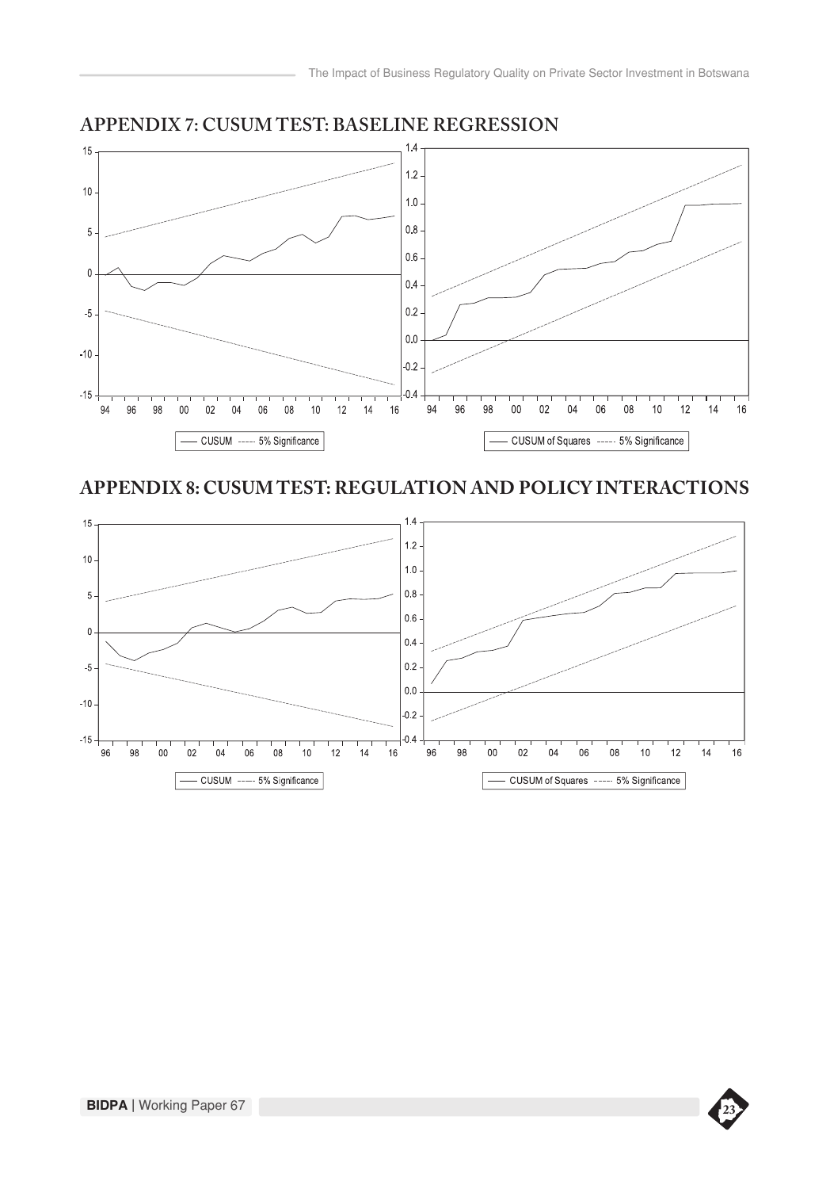## APPENDIX 7: CUSUM TEST: BASELINE REGRESSION

## APPENDIX 8: CUSUM TEST: REGULATION AND POLICY INTERACTIONS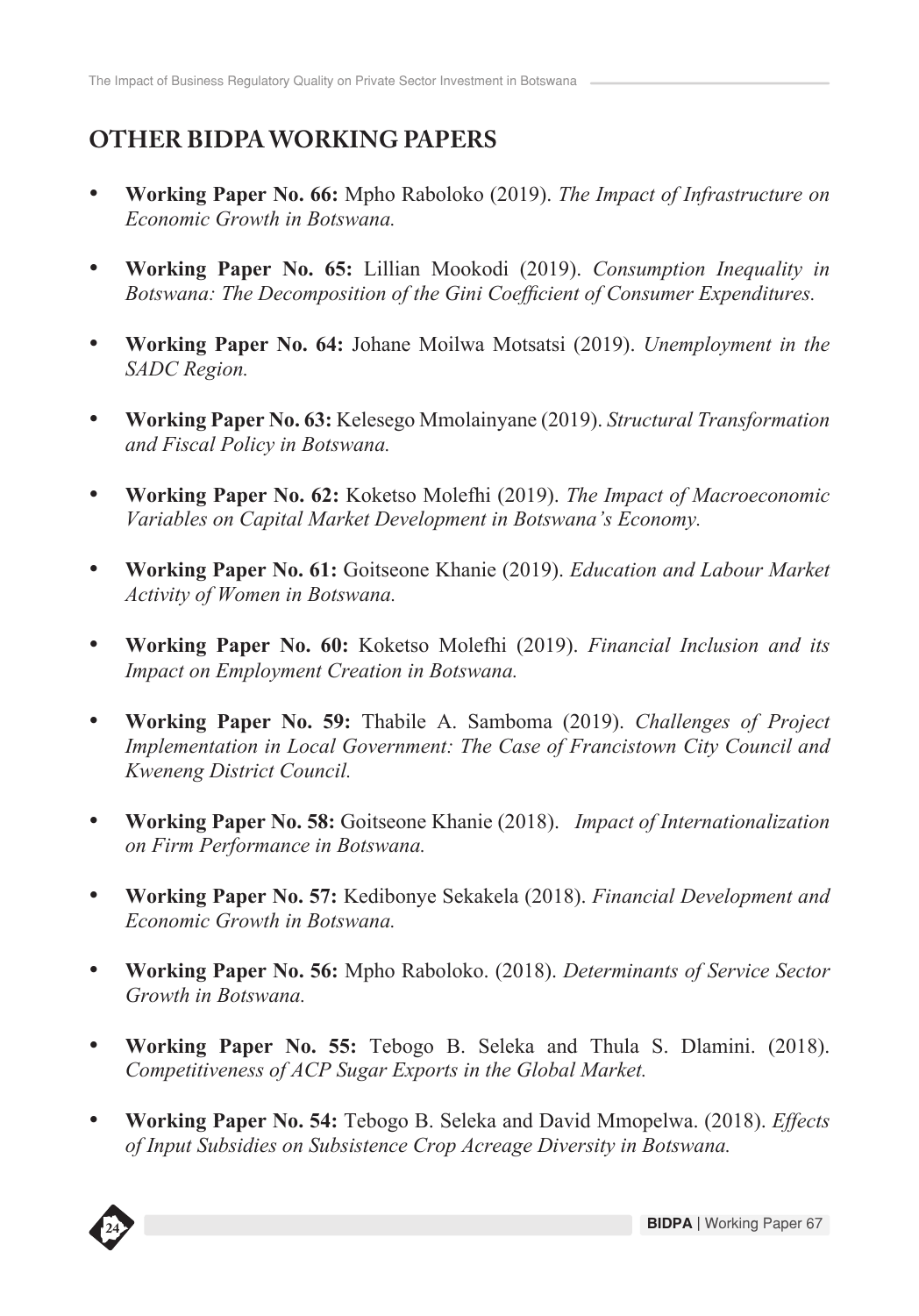## OTHER BIDPA WORKING PAPERS

- **Working Paper No. 66:** Mpho Raboloko (2019). *The Impact of Infrastructure on Economic Growth in Botswana.*
- **Working Paper No. 65:** Lillian Mookodi (2019). *Consumption Inequality in Botswana: The Decomposition of the Gini Coefficient of Consumer Expenditures.*
- **Working Paper No. 64:** Johane Moilwa Motsatsi (2019). *Unemployment in the SADC Region.*
- **Working Paper No. 63:** Kelesego Mmolainyane (2019). *Structural Transformation and Fiscal Policy in Botswana.*
- **Working Paper No. 62:** Koketso Molefhi (2019). *The Impact of Macroeconomic Variables on Capital Market Development in Botswana's Economy.*
- **Working Paper No. 61:** Goitseone Khanie (2019). *Education and Labour Market Activity of Women in Botswana.*
- **Working Paper No. 60:** Koketso Molefhi (2019). *Financial Inclusion and its Impact on Employment Creation in Botswana.*
- **Working Paper No. 59:** Thabile A. Samboma (2019). *Challenges of Project Implementation in Local Government: The Case of Francistown City Council and Kweneng District Council.*
- **Working Paper No. 58:** Goitseone Khanie (2018). *Impact of Internationalization on Firm Performance in Botswana.*
- **Working Paper No. 57:** Kedibonye Sekakela (2018). *Financial Development and Economic Growth in Botswana.*
- **Working Paper No. 56:** Mpho Raboloko. (2018). *Determinants of Service Sector Growth in Botswana.*
- **Working Paper No. 55:** Tebogo B. Seleka and Thula S. Dlamini. (2018). *Competitiveness of ACP Sugar Exports in the Global Market.*
- **Working Paper No. 54:** Tebogo B. Seleka and David Mmopelwa. (2018). *Effects of Input Subsidies on Subsistence Crop Acreage Diversity in Botswana.*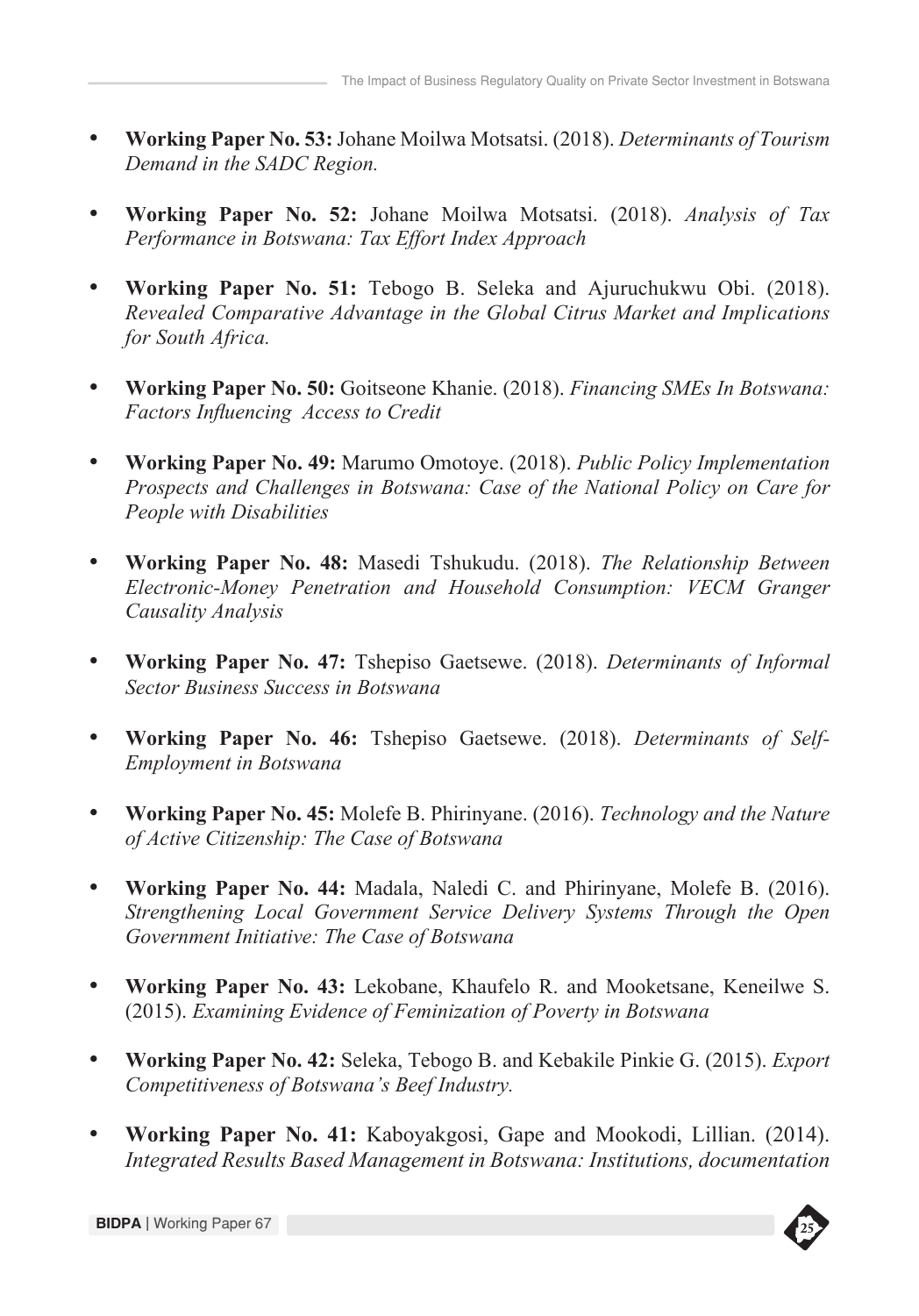- **Working Paper No. 53:** Johane Moilwa Motsatsi. (2018). *Determinants of Tourism Demand in the SADC Region.*

- **Working Paper No. 52:** Johane Moilwa Motsatsi. (2018). *Analysis of Tax Performance in Botswana: Tax Effort Index Approach*

- **Working Paper No. 51:** Tebogo B. Seleka and Ajuruchukwu Obi. (2018). *Revealed Comparative Advantage in the Global Citrus Market and Implications for South Africa.*

- **Working Paper No. 50:** Goitseone Khanie. (2018). *Financing SMEs In Botswana: Factors Influencing Access to Credit*

- **Working Paper No. 49:** Marumo Omotoye. (2018). *Public Policy Implementation Prospects and Challenges in Botswana: Case of the National Policy on Care for People with Disabilities*

- **Working Paper No. 48:** Masedi Tshukudu. (2018). *The Relationship Between Electronic-Money Penetration and Household Consumption: VECM Granger Causality Analysis*

- **Working Paper No. 47:** Tshepiso Gaetsewe. (2018). *Determinants of Informal Sector Business Success in Botswana*

- **Working Paper No. 46:** Tshepiso Gaetsewe. (2018). *Determinants of Self-Employment in Botswana*

- **Working Paper No. 45:** Molefe B. Phirinyane. (2016). *Technology and the Nature of Active Citizenship: The Case of Botswana*

- **Working Paper No. 44:** Madala, Naledi C. and Phirinyane, Molefe B. (2016). *Strengthening Local Government Service Delivery Systems Through the Open Government Initiative: The Case of Botswana*

- **Working Paper No. 43:** Lekobane, Khaufelo R. and Mooketsane, Keneilwe S. (2015). *Examining Evidence of Feminization of Poverty in Botswana*

- **Working Paper No. 42:** Seleka, Tebogo B. and Kebakile Pinkie G. (2015). *Export Competitiveness of Botswana's Beef Industry.*

- **Working Paper No. 41:** Kaboyakgosi, Gape and Mookodi, Lillian. (2014). *Integrated Results Based Management in Botswana: Institutions, documentation*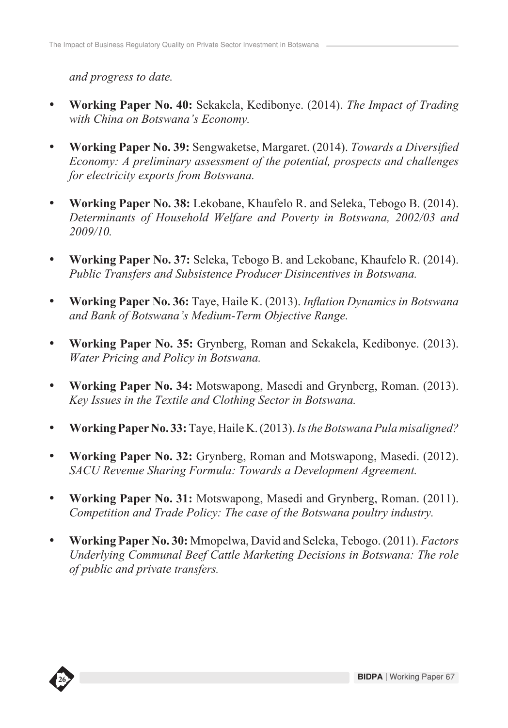*and progress to date.*

- **Working Paper No. 40:** Sekakela, Kedibonye. (2014). *The Impact of Trading with China on Botswana's Economy.*
- **Working Paper No. 39:** Sengwaketse, Margaret. (2014). *Towards a Diversified Economy: A preliminary assessment of the potential, prospects and challenges for electricity exports from Botswana.*
- **Working Paper No. 38:** Lekobane, Khaufelo R. and Seleka, Tebogo B. (2014). *Determinants of Household Welfare and Poverty in Botswana, 2002/03 and 2009/10.*
- **Working Paper No. 37:** Seleka, Tebogo B. and Lekobane, Khaufelo R. (2014). *Public Transfers and Subsistence Producer Disincentives in Botswana.*
- **Working Paper No. 36:** Taye, Haile K. (2013). *Inflation Dynamics in Botswana and Bank of Botswana's Medium-Term Objective Range.*
- **Working Paper No. 35:** Grynberg, Roman and Sekakela, Kedibonye. (2013). *Water Pricing and Policy in Botswana.*
- **Working Paper No. 34:** Motswapong, Masedi and Grynberg, Roman. (2013). *Key Issues in the Textile and Clothing Sector in Botswana.*
- **Working Paper No. 33:** Taye, Haile K. (2013). *Is the Botswana Pula misaligned?*
- **Working Paper No. 32:** Grynberg, Roman and Motswapong, Masedi. (2012). *SACU Revenue Sharing Formula: Towards a Development Agreement.*
- **Working Paper No. 31:** Motswapong, Masedi and Grynberg, Roman. (2011). *Competition and Trade Policy: The case of the Botswana poultry industry.*
- **Working Paper No. 30:** Mmopelwa, David and Seleka, Tebogo. (2011). *Factors Underlying Communal Beef Cattle Marketing Decisions in Botswana: The role of public and private transfers.*